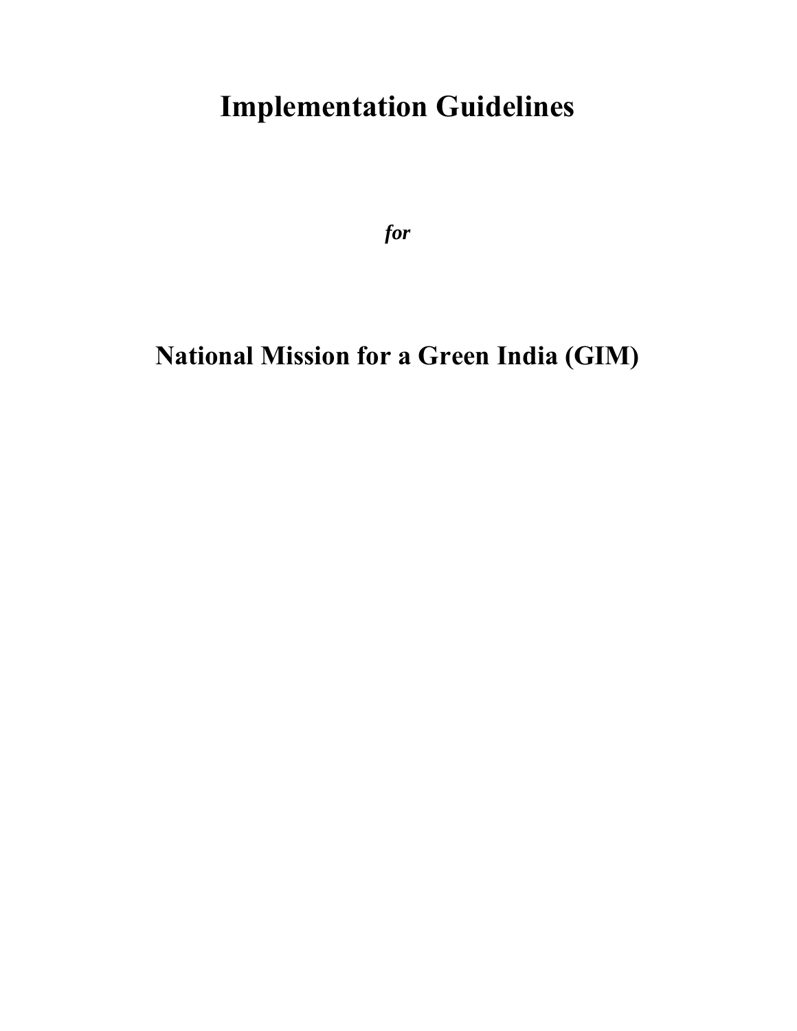# Implementation Guidelines

***for***

# National Mission for a Green India (GIM)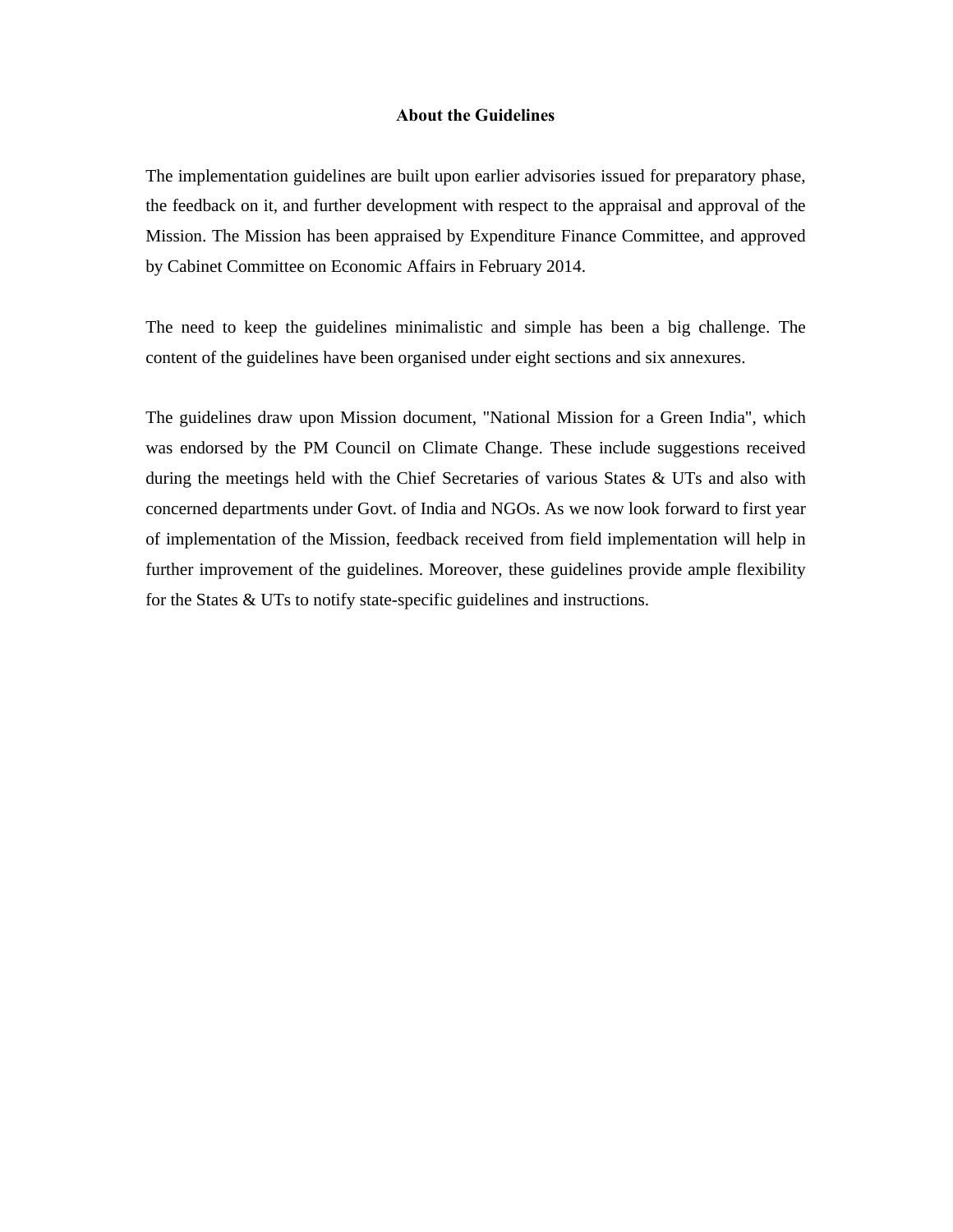## About the Guidelines

The implementation guidelines are built upon earlier advisories issued for preparatory phase, the feedback on it, and further development with respect to the appraisal and approval of the Mission. The Mission has been appraised by Expenditure Finance Committee, and approved by Cabinet Committee on Economic Affairs in February 2014.

The need to keep the guidelines minimalistic and simple has been a big challenge. The content of the guidelines have been organised under eight sections and six annexures.

The guidelines draw upon Mission document, "National Mission for a Green India", which was endorsed by the PM Council on Climate Change. These include suggestions received during the meetings held with the Chief Secretaries of various States & UTs and also with concerned departments under Govt. of India and NGOs. As we now look forward to first year of implementation of the Mission, feedback received from field implementation will help in further improvement of the guidelines. Moreover, these guidelines provide ample flexibility for the States & UTs to notify state-specific guidelines and instructions.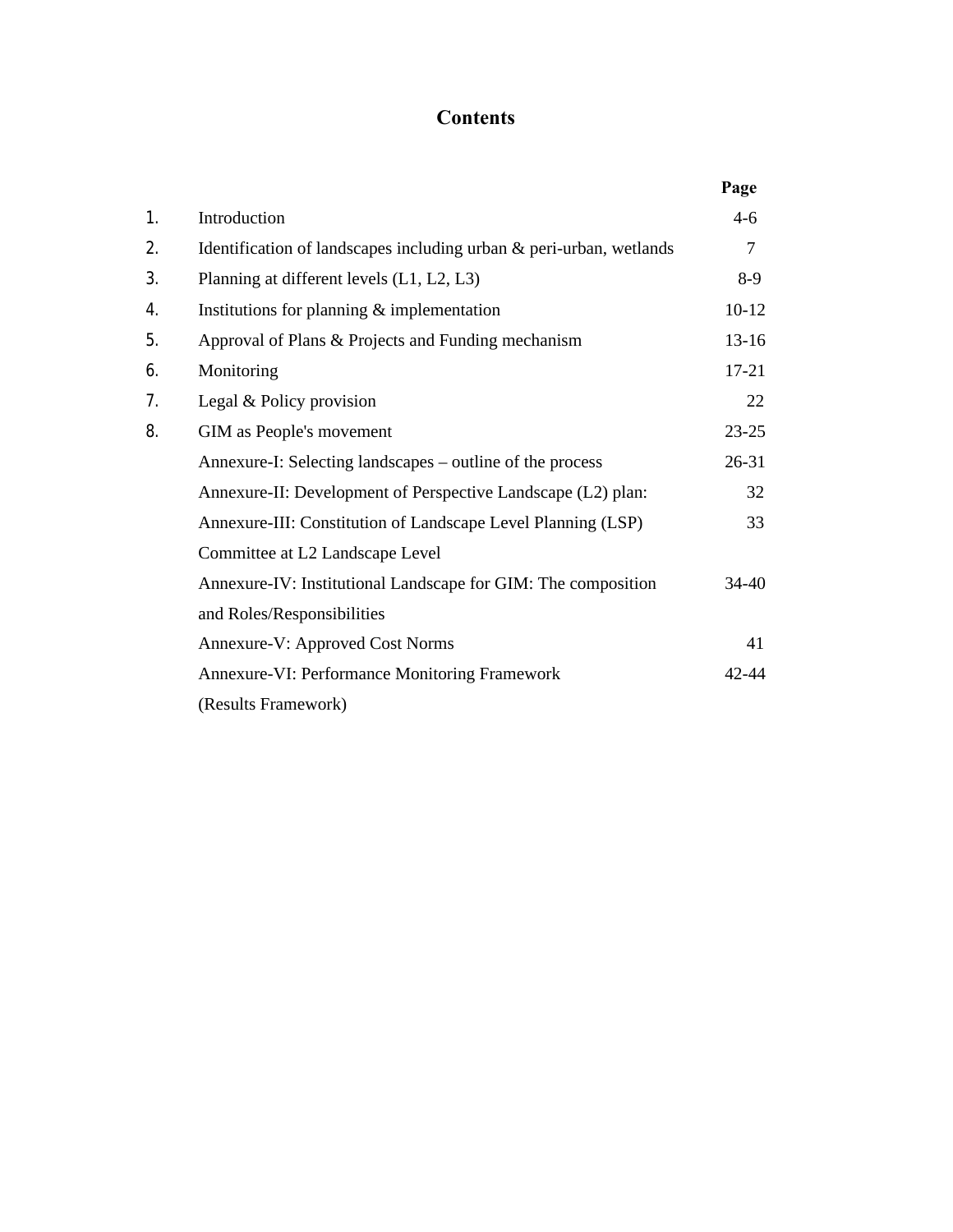# Contents

| | | Page |
|---|---|---|
| 1. | Introduction | 4-6 |
| 2. | Identification of landscapes including urban & peri-urban, wetlands | 7 |
| 3. | Planning at different levels (L1, L2, L3) | 8-9 |
| 4. | Institutions for planning & implementation | 10-12 |
| 5. | Approval of Plans & Projects and Funding mechanism | 13-16 |
| 6. | Monitoring | 17-21 |
| 7. | Legal & Policy provision | 22 |
| 8. | GIM as People's movement | 23-25 |
| | Annexure-I: Selecting landscapes – outline of the process | 26-31 |
| | Annexure-II: Development of Perspective Landscape (L2) plan: | 32 |
| | Annexure-III: Constitution of Landscape Level Planning (LSP) Committee at L2 Landscape Level | 33 |
| | Annexure-IV: Institutional Landscape for GIM: The composition and Roles/Responsibilities | 34-40 |
| | Annexure-V: Approved Cost Norms | 41 |
| | Annexure-VI: Performance Monitoring Framework (Results Framework) | 42-44 |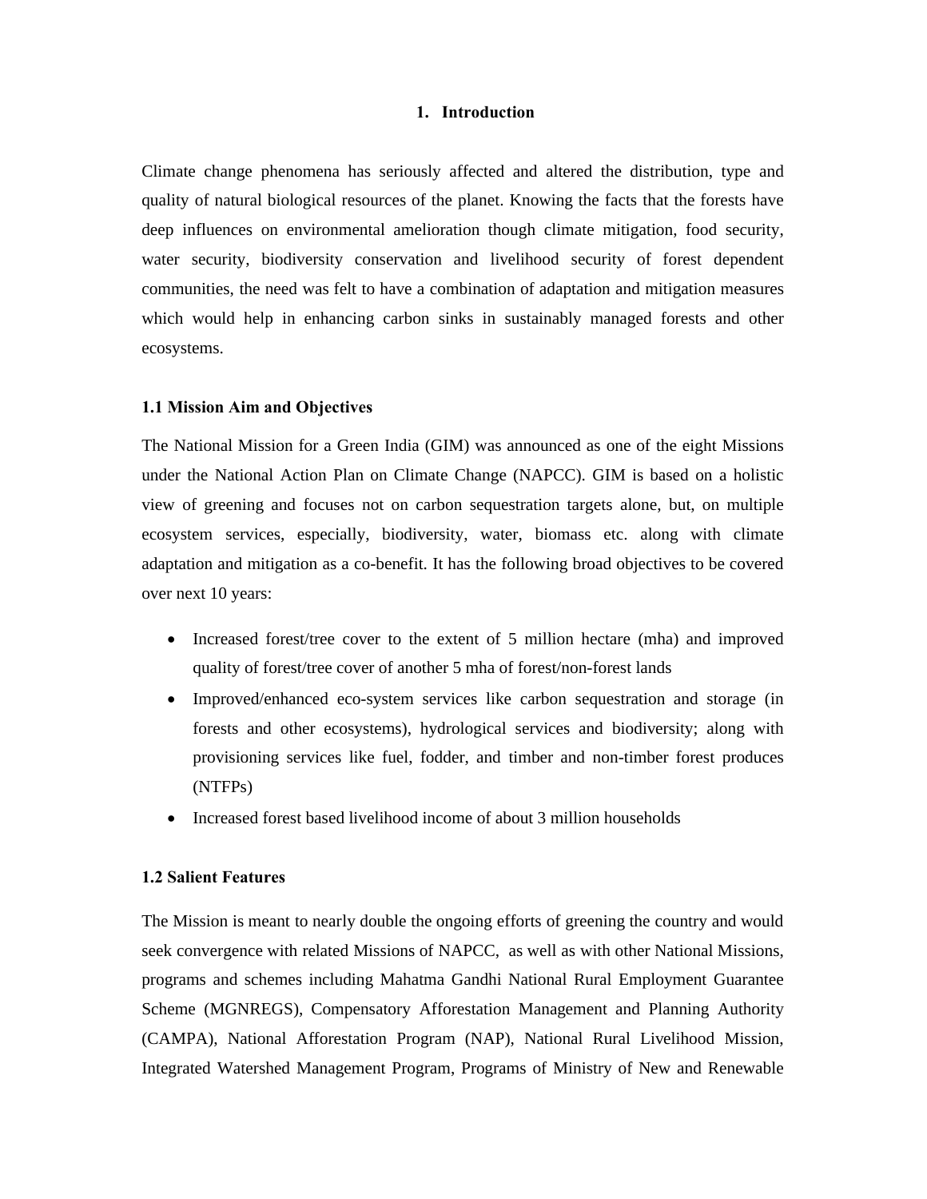# 1. Introduction

Climate change phenomena has seriously affected and altered the distribution, type and quality of natural biological resources of the planet. Knowing the facts that the forests have deep influences on environmental amelioration though climate mitigation, food security, water security, biodiversity conservation and livelihood security of forest dependent communities, the need was felt to have a combination of adaptation and mitigation measures which would help in enhancing carbon sinks in sustainably managed forests and other ecosystems.

## 1.1 Mission Aim and Objectives

The National Mission for a Green India (GIM) was announced as one of the eight Missions under the National Action Plan on Climate Change (NAPCC). GIM is based on a holistic view of greening and focuses not on carbon sequestration targets alone, but, on multiple ecosystem services, especially, biodiversity, water, biomass etc. along with climate adaptation and mitigation as a co-benefit. It has the following broad objectives to be covered over next 10 years:

- Increased forest/tree cover to the extent of 5 million hectare (mha) and improved quality of forest/tree cover of another 5 mha of forest/non-forest lands
- Improved/enhanced eco-system services like carbon sequestration and storage (in forests and other ecosystems), hydrological services and biodiversity; along with provisioning services like fuel, fodder, and timber and non-timber forest produces (NTFPs)
- Increased forest based livelihood income of about 3 million households

## 1.2 Salient Features

The Mission is meant to nearly double the ongoing efforts of greening the country and would seek convergence with related Missions of NAPCC, as well as with other National Missions, programs and schemes including Mahatma Gandhi National Rural Employment Guarantee Scheme (MGNREGS), Compensatory Afforestation Management and Planning Authority (CAMPA), National Afforestation Program (NAP), National Rural Livelihood Mission, Integrated Watershed Management Program, Programs of Ministry of New and Renewable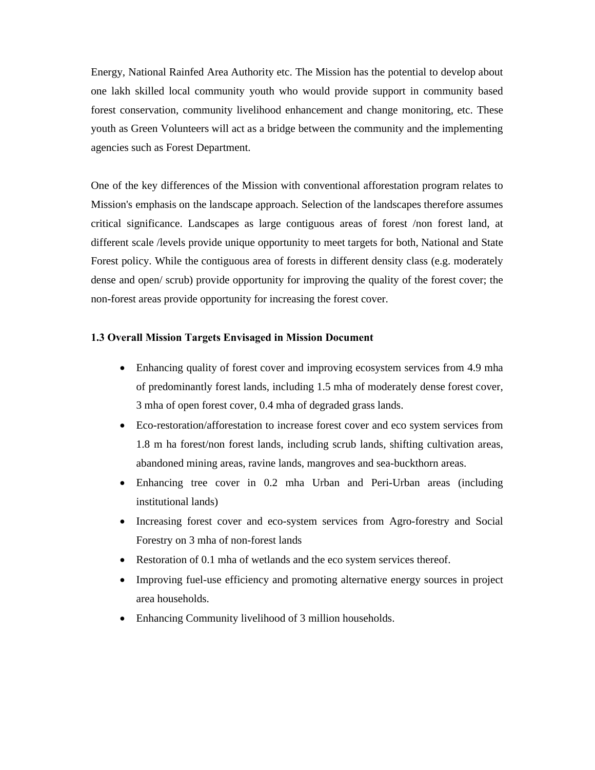Energy, National Rainfed Area Authority etc. The Mission has the potential to develop about one lakh skilled local community youth who would provide support in community based forest conservation, community livelihood enhancement and change monitoring, etc. These youth as Green Volunteers will act as a bridge between the community and the implementing agencies such as Forest Department.

One of the key differences of the Mission with conventional afforestation program relates to Mission's emphasis on the landscape approach. Selection of the landscapes therefore assumes critical significance. Landscapes as large contiguous areas of forest /non forest land, at different scale /levels provide unique opportunity to meet targets for both, National and State Forest policy. While the contiguous area of forests in different density class (e.g. moderately dense and open/ scrub) provide opportunity for improving the quality of the forest cover; the non-forest areas provide opportunity for increasing the forest cover.

### 1.3 Overall Mission Targets Envisaged in Mission Document

- Enhancing quality of forest cover and improving ecosystem services from 4.9 mha of predominantly forest lands, including 1.5 mha of moderately dense forest cover, 3 mha of open forest cover, 0.4 mha of degraded grass lands.
- Eco-restoration/afforestation to increase forest cover and eco system services from 1.8 m ha forest/non forest lands, including scrub lands, shifting cultivation areas, abandoned mining areas, ravine lands, mangroves and sea-buckthorn areas.
- Enhancing tree cover in 0.2 mha Urban and Peri-Urban areas (including institutional lands)
- Increasing forest cover and eco-system services from Agro-forestry and Social Forestry on 3 mha of non-forest lands
- Restoration of 0.1 mha of wetlands and the eco system services thereof.
- Improving fuel-use efficiency and promoting alternative energy sources in project area households.
- Enhancing Community livelihood of 3 million households.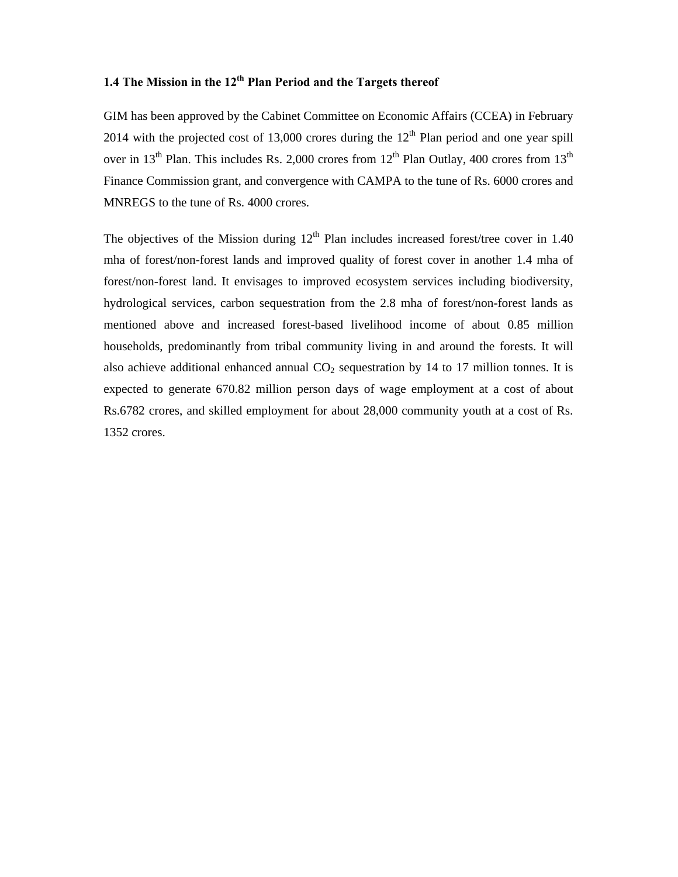### 1.4 The Mission in the 12th Plan Period and the Targets thereof

GIM has been approved by the Cabinet Committee on Economic Affairs (CCEA) in February 2014 with the projected cost of 13,000 crores during the 12th Plan period and one year spill over in 13th Plan. This includes Rs. 2,000 crores from 12th Plan Outlay, 400 crores from 13th Finance Commission grant, and convergence with CAMPA to the tune of Rs. 6000 crores and MNREGS to the tune of Rs. 4000 crores.

The objectives of the Mission during 12th Plan includes increased forest/tree cover in 1.40 mha of forest/non-forest lands and improved quality of forest cover in another 1.4 mha of forest/non-forest land. It envisages to improved ecosystem services including biodiversity, hydrological services, carbon sequestration from the 2.8 mha of forest/non-forest lands as mentioned above and increased forest-based livelihood income of about 0.85 million households, predominantly from tribal community living in and around the forests. It will also achieve additional enhanced annual $CO_2$ sequestration by 14 to 17 million tonnes. It is expected to generate 670.82 million person days of wage employment at a cost of about Rs.6782 crores, and skilled employment for about 28,000 community youth at a cost of Rs. 1352 crores.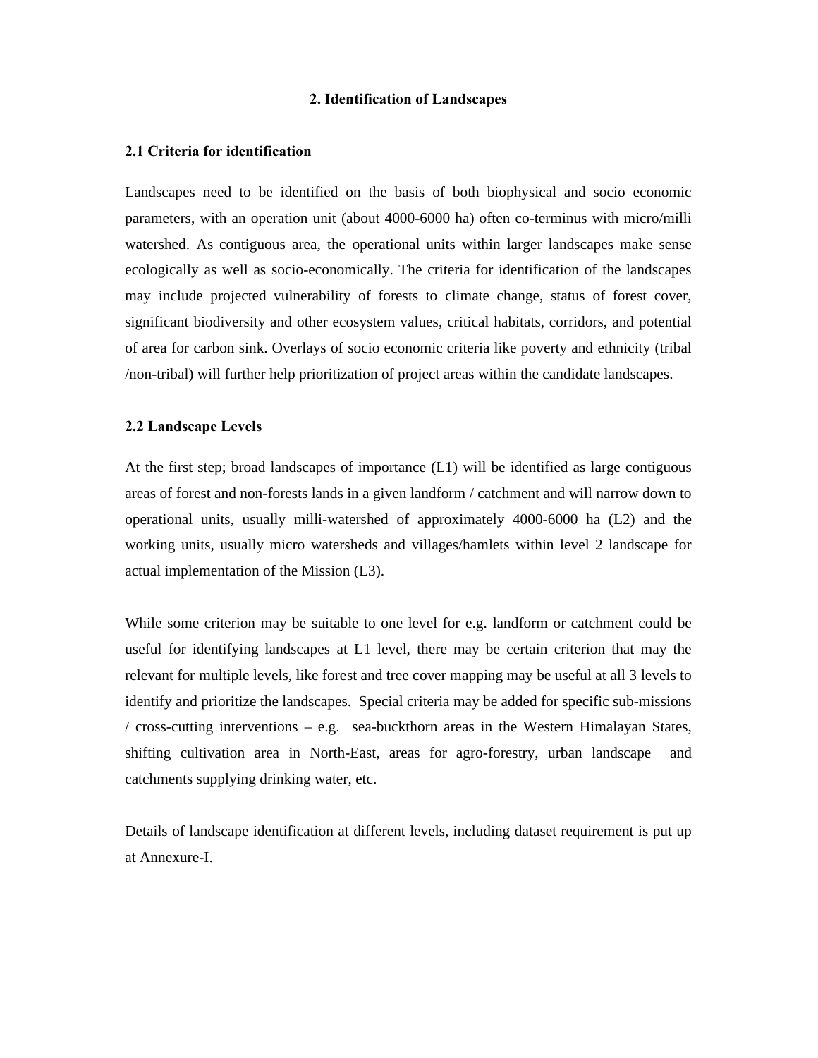## 2. Identification of Landscapes

### 2.1 Criteria for identification

Landscapes need to be identified on the basis of both biophysical and socio economic parameters, with an operation unit (about 4000-6000 ha) often co-terminus with micro/milli watershed. As contiguous area, the operational units within larger landscapes make sense ecologically as well as socio-economically. The criteria for identification of the landscapes may include projected vulnerability of forests to climate change, status of forest cover, significant biodiversity and other ecosystem values, critical habitats, corridors, and potential of area for carbon sink. Overlays of socio economic criteria like poverty and ethnicity (tribal /non-tribal) will further help prioritization of project areas within the candidate landscapes.

### 2.2 Landscape Levels

At the first step; broad landscapes of importance (L1) will be identified as large contiguous areas of forest and non-forests lands in a given landform / catchment and will narrow down to operational units, usually milli-watershed of approximately 4000-6000 ha (L2) and the working units, usually micro watersheds and villages/hamlets within level 2 landscape for actual implementation of the Mission (L3).

While some criterion may be suitable to one level for e.g. landform or catchment could be useful for identifying landscapes at L1 level, there may be certain criterion that may the relevant for multiple levels, like forest and tree cover mapping may be useful at all 3 levels to identify and prioritize the landscapes. Special criteria may be added for specific sub-missions / cross-cutting interventions – e.g. sea-buckthorn areas in the Western Himalayan States, shifting cultivation area in North-East, areas for agro-forestry, urban landscape and catchments supplying drinking water, etc.

Details of landscape identification at different levels, including dataset requirement is put up at Annexure-I.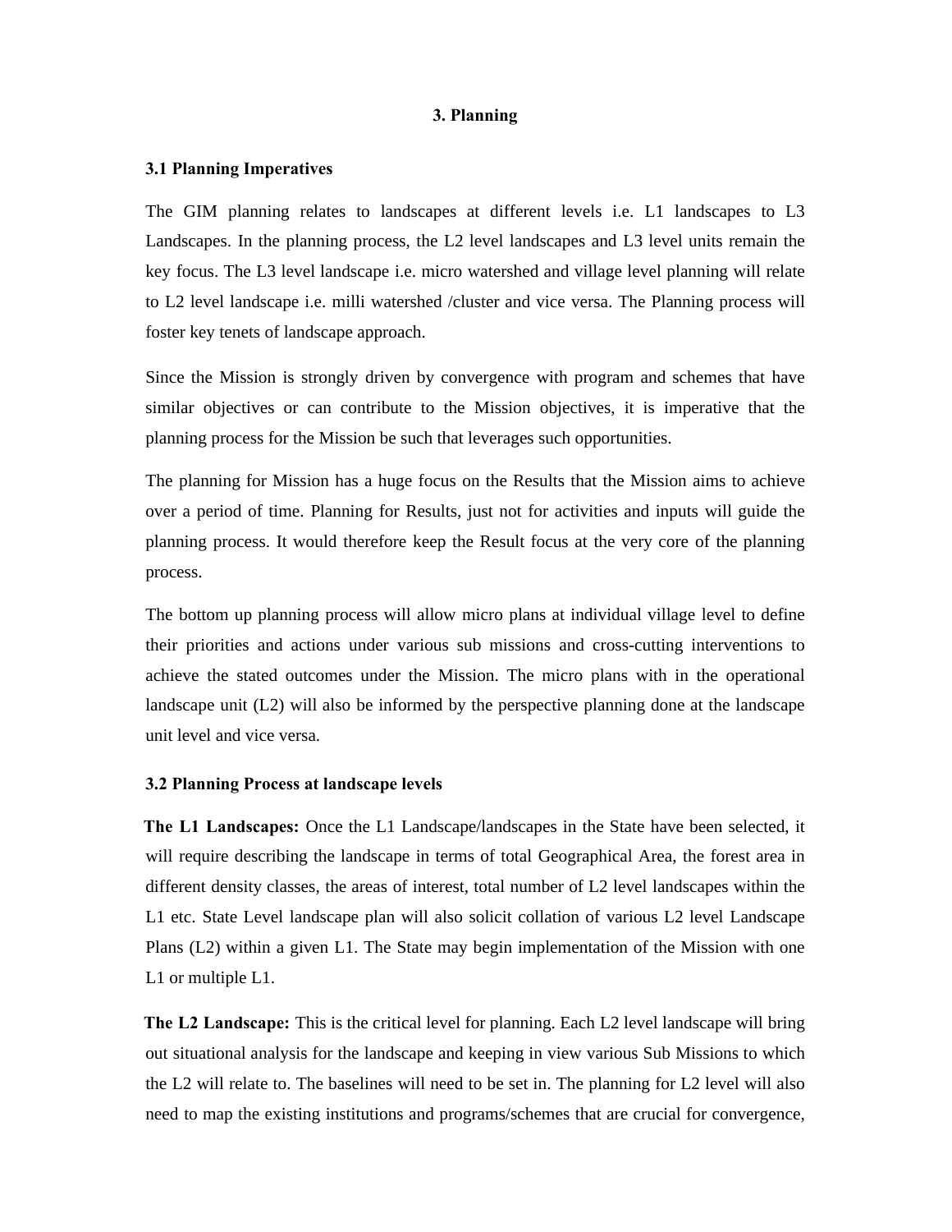# 3. Planning

## 3.1 Planning Imperatives

The GIM planning relates to landscapes at different levels i.e. L1 landscapes to L3 Landscapes. In the planning process, the L2 level landscapes and L3 level units remain the key focus. The L3 level landscape i.e. micro watershed and village level planning will relate to L2 level landscape i.e. milli watershed /cluster and vice versa. The Planning process will foster key tenets of landscape approach.

Since the Mission is strongly driven by convergence with program and schemes that have similar objectives or can contribute to the Mission objectives, it is imperative that the planning process for the Mission be such that leverages such opportunities.

The planning for Mission has a huge focus on the Results that the Mission aims to achieve over a period of time. Planning for Results, just not for activities and inputs will guide the planning process. It would therefore keep the Result focus at the very core of the planning process.

The bottom up planning process will allow micro plans at individual village level to define their priorities and actions under various sub missions and cross-cutting interventions to achieve the stated outcomes under the Mission. The micro plans with in the operational landscape unit (L2) will also be informed by the perspective planning done at the landscape unit level and vice versa.

## 3.2 Planning Process at landscape levels

**The L1 Landscapes:** Once the L1 Landscape/landscapes in the State have been selected, it will require describing the landscape in terms of total Geographical Area, the forest area in different density classes, the areas of interest, total number of L2 level landscapes within the L1 etc. State Level landscape plan will also solicit collation of various L2 level Landscape Plans (L2) within a given L1. The State may begin implementation of the Mission with one L1 or multiple L1.

**The L2 Landscape:** This is the critical level for planning. Each L2 level landscape will bring out situational analysis for the landscape and keeping in view various Sub Missions to which the L2 will relate to. The baselines will need to be set in. The planning for L2 level will also need to map the existing institutions and programs/schemes that are crucial for convergence,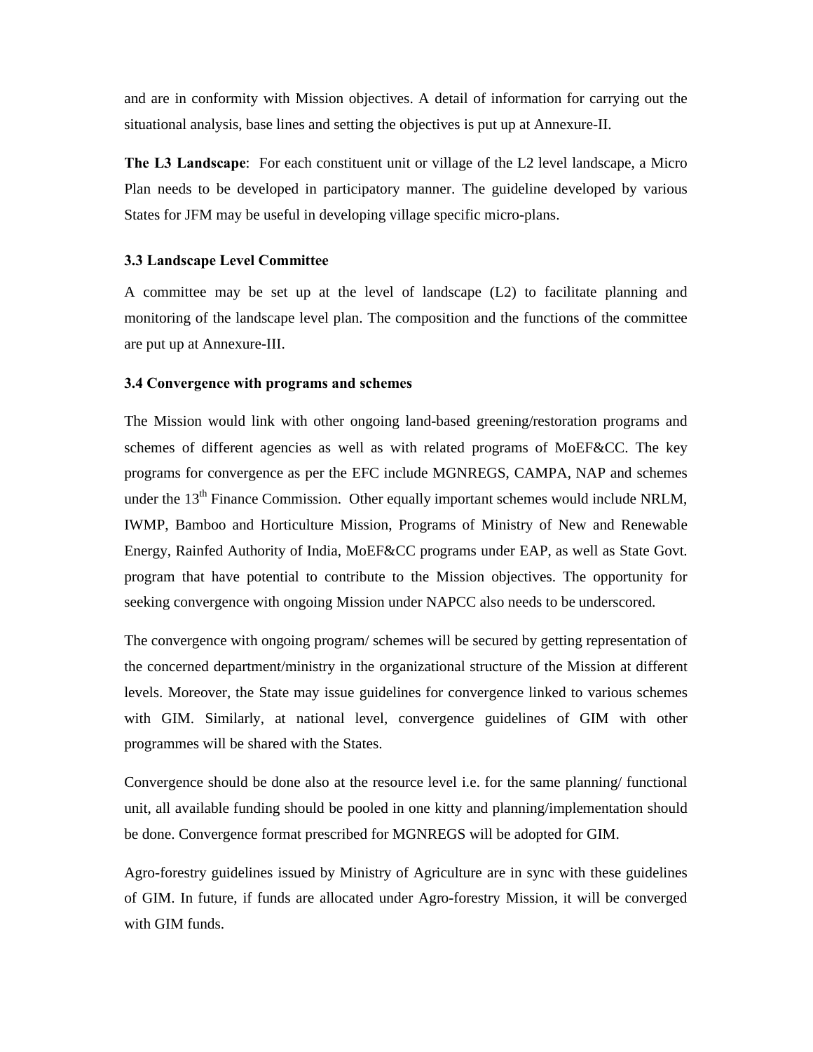and are in conformity with Mission objectives. A detail of information for carrying out the situational analysis, base lines and setting the objectives is put up at Annexure-II.

**The L3 Landscape**: For each constituent unit or village of the L2 level landscape, a Micro Plan needs to be developed in participatory manner. The guideline developed by various States for JFM may be useful in developing village specific micro-plans.

### 3.3 Landscape Level Committee

A committee may be set up at the level of landscape (L2) to facilitate planning and monitoring of the landscape level plan. The composition and the functions of the committee are put up at Annexure-III.

### 3.4 Convergence with programs and schemes

The Mission would link with other ongoing land-based greening/restoration programs and schemes of different agencies as well as with related programs of MoEF&CC. The key programs for convergence as per the EFC include MGNREGS, CAMPA, NAP and schemes under the 13th Finance Commission. Other equally important schemes would include NRLM, IWMP, Bamboo and Horticulture Mission, Programs of Ministry of New and Renewable Energy, Rainfed Authority of India, MoEF&CC programs under EAP, as well as State Govt. program that have potential to contribute to the Mission objectives. The opportunity for seeking convergence with ongoing Mission under NAPCC also needs to be underscored.

The convergence with ongoing program/ schemes will be secured by getting representation of the concerned department/ministry in the organizational structure of the Mission at different levels. Moreover, the State may issue guidelines for convergence linked to various schemes with GIM. Similarly, at national level, convergence guidelines of GIM with other programmes will be shared with the States.

Convergence should be done also at the resource level i.e. for the same planning/ functional unit, all available funding should be pooled in one kitty and planning/implementation should be done. Convergence format prescribed for MGNREGS will be adopted for GIM.

Agro-forestry guidelines issued by Ministry of Agriculture are in sync with these guidelines of GIM. In future, if funds are allocated under Agro-forestry Mission, it will be converged with GIM funds.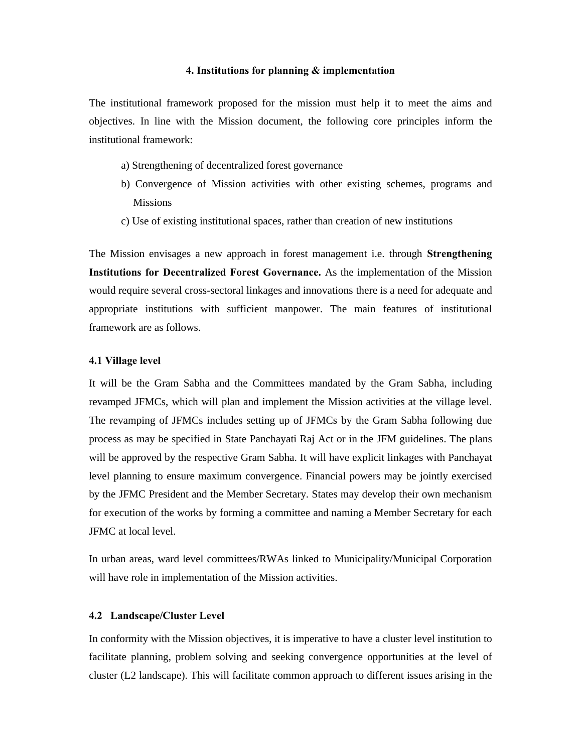## 4. Institutions for planning & implementation

The institutional framework proposed for the mission must help it to meet the aims and objectives. In line with the Mission document, the following core principles inform the institutional framework:

a) Strengthening of decentralized forest governance

b) Convergence of Mission activities with other existing schemes, programs and Missions

c) Use of existing institutional spaces, rather than creation of new institutions

The Mission envisages a new approach in forest management i.e. through **Strengthening Institutions for Decentralized Forest Governance.** As the implementation of the Mission would require several cross-sectoral linkages and innovations there is a need for adequate and appropriate institutions with sufficient manpower. The main features of institutional framework are as follows.

### 4.1 Village level

It will be the Gram Sabha and the Committees mandated by the Gram Sabha, including revamped JFMCs, which will plan and implement the Mission activities at the village level. The revamping of JFMCs includes setting up of JFMCs by the Gram Sabha following due process as may be specified in State Panchayati Raj Act or in the JFM guidelines. The plans will be approved by the respective Gram Sabha. It will have explicit linkages with Panchayat level planning to ensure maximum convergence. Financial powers may be jointly exercised by the JFMC President and the Member Secretary. States may develop their own mechanism for execution of the works by forming a committee and naming a Member Secretary for each JFMC at local level.

In urban areas, ward level committees/RWAs linked to Municipality/Municipal Corporation will have role in implementation of the Mission activities.

### 4.2 Landscape/Cluster Level

In conformity with the Mission objectives, it is imperative to have a cluster level institution to facilitate planning, problem solving and seeking convergence opportunities at the level of cluster (L2 landscape). This will facilitate common approach to different issues arising in the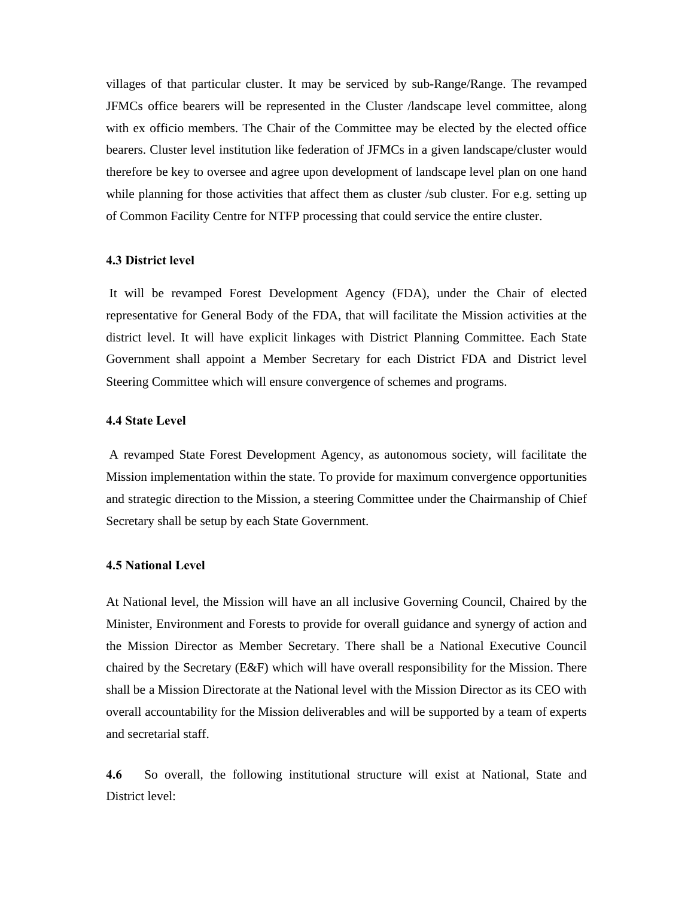villages of that particular cluster. It may be serviced by sub-Range/Range. The revamped JFMCs office bearers will be represented in the Cluster /landscape level committee, along with ex officio members. The Chair of the Committee may be elected by the elected office bearers. Cluster level institution like federation of JFMCs in a given landscape/cluster would therefore be key to oversee and agree upon development of landscape level plan on one hand while planning for those activities that affect them as cluster /sub cluster. For e.g. setting up of Common Facility Centre for NTFP processing that could service the entire cluster.

### 4.3 District level

It will be revamped Forest Development Agency (FDA), under the Chair of elected representative for General Body of the FDA, that will facilitate the Mission activities at the district level. It will have explicit linkages with District Planning Committee. Each State Government shall appoint a Member Secretary for each District FDA and District level Steering Committee which will ensure convergence of schemes and programs.

### 4.4 State Level

A revamped State Forest Development Agency, as autonomous society, will facilitate the Mission implementation within the state. To provide for maximum convergence opportunities and strategic direction to the Mission, a steering Committee under the Chairmanship of Chief Secretary shall be setup by each State Government.

### 4.5 National Level

At National level, the Mission will have an all inclusive Governing Council, Chaired by the Minister, Environment and Forests to provide for overall guidance and synergy of action and the Mission Director as Member Secretary. There shall be a National Executive Council chaired by the Secretary (E&F) which will have overall responsibility for the Mission. There shall be a Mission Directorate at the National level with the Mission Director as its CEO with overall accountability for the Mission deliverables and will be supported by a team of experts and secretarial staff.

**4.6** So overall, the following institutional structure will exist at National, State and District level: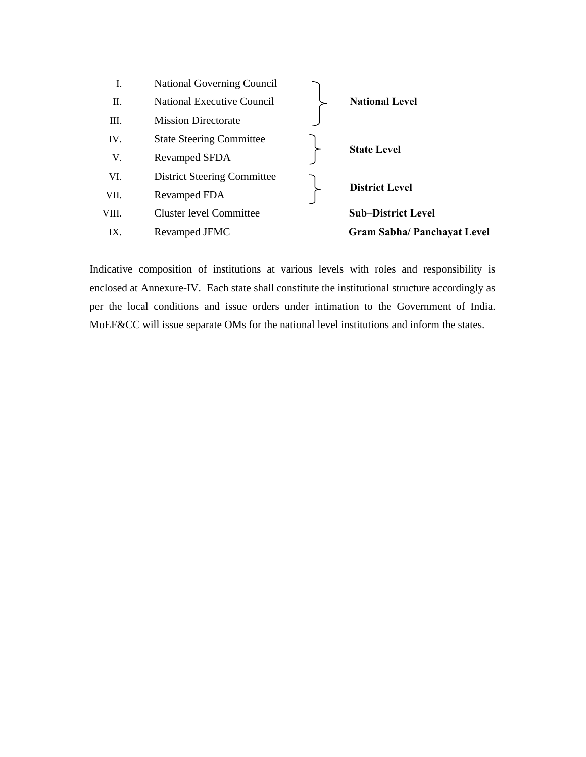| | Institution | Level |
|---|---|---|
| I. | National Governing Council | **National Level** |
| II. | National Executive Council | |
| III. | Mission Directorate | |
| IV. | State Steering Committee | **State Level** |
| V. | Revamped SFDA | |
| VI. | District Steering Committee | **District Level** |
| VII. | Revamped FDA | |
| VIII. | Cluster level Committee | **Sub–District Level** |
| IX. | Revamped JFMC | **Gram Sabha/ Panchayat Level** |

Indicative composition of institutions at various levels with roles and responsibility is enclosed at Annexure-IV. Each state shall constitute the institutional structure accordingly as per the local conditions and issue orders under intimation to the Government of India. MoEF&CC will issue separate OMs for the national level institutions and inform the states.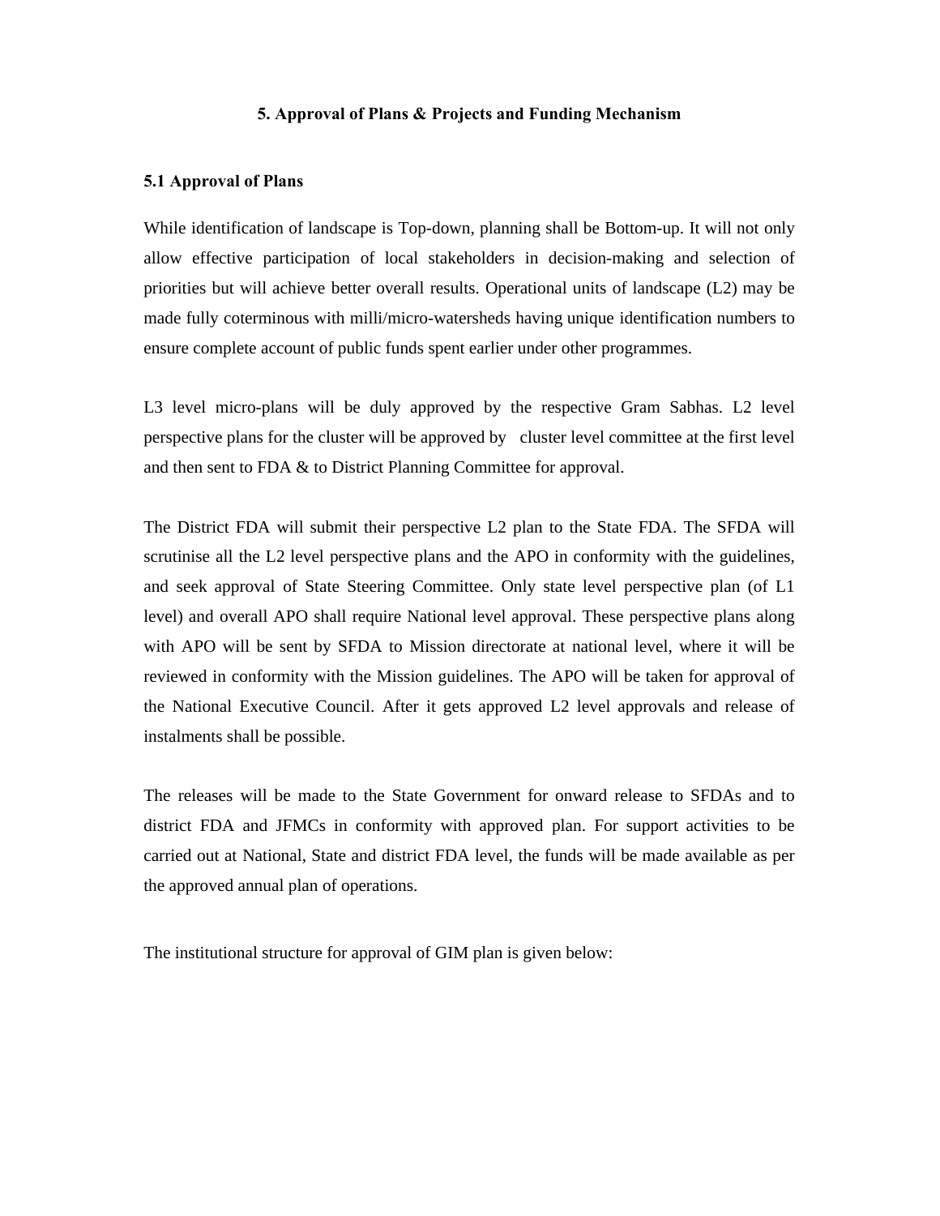## 5. Approval of Plans & Projects and Funding Mechanism

### 5.1 Approval of Plans

While identification of landscape is Top-down, planning shall be Bottom-up. It will not only allow effective participation of local stakeholders in decision-making and selection of priorities but will achieve better overall results. Operational units of landscape (L2) may be made fully coterminous with milli/micro-watersheds having unique identification numbers to ensure complete account of public funds spent earlier under other programmes.

L3 level micro-plans will be duly approved by the respective Gram Sabhas. L2 level perspective plans for the cluster will be approved by cluster level committee at the first level and then sent to FDA & to District Planning Committee for approval.

The District FDA will submit their perspective L2 plan to the State FDA. The SFDA will scrutinise all the L2 level perspective plans and the APO in conformity with the guidelines, and seek approval of State Steering Committee. Only state level perspective plan (of L1 level) and overall APO shall require National level approval. These perspective plans along with APO will be sent by SFDA to Mission directorate at national level, where it will be reviewed in conformity with the Mission guidelines. The APO will be taken for approval of the National Executive Council. After it gets approved L2 level approvals and release of instalments shall be possible.

The releases will be made to the State Government for onward release to SFDAs and to district FDA and JFMCs in conformity with approved plan. For support activities to be carried out at National, State and district FDA level, the funds will be made available as per the approved annual plan of operations.

The institutional structure for approval of GIM plan is given below: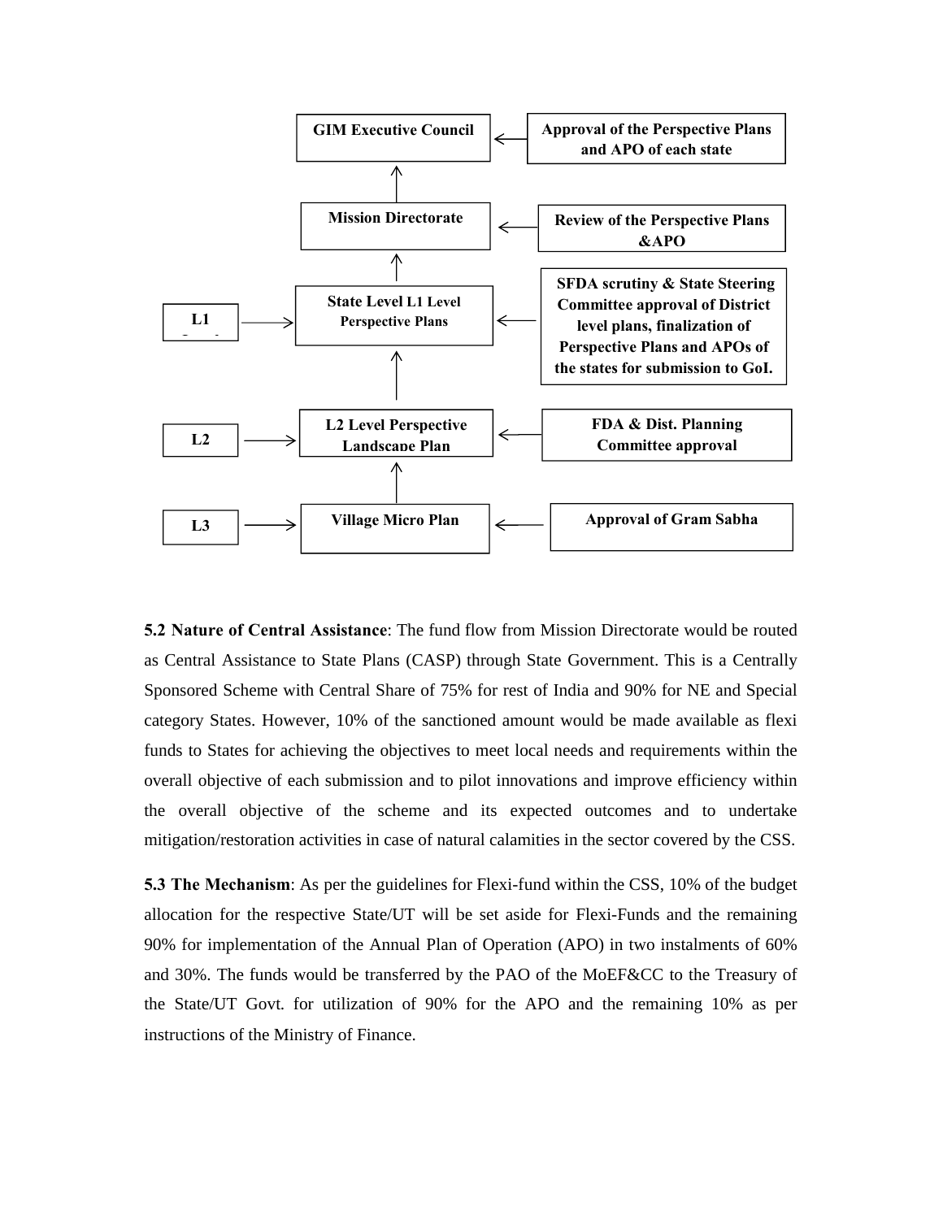| Level | Plan | Approval/Process |
| --- | --- | --- |
| | GIM Executive Council | Approval of the Perspective Plans and APO of each state |
| | Mission Directorate | Review of the Perspective Plans &APO |
| L1 | State Level L1 Level Perspective Plans | SFDA scrutiny & State Steering Committee approval of District level plans, finalization of Perspective Plans and APOs of the states for submission to GoI. |
| L2 | L2 Level Perspective Landscape Plan | FDA & Dist. Planning Committee approval |
| L3 | Village Micro Plan | Approval of Gram Sabha |

**5.2 Nature of Central Assistance**: The fund flow from Mission Directorate would be routed as Central Assistance to State Plans (CASP) through State Government. This is a Centrally Sponsored Scheme with Central Share of 75% for rest of India and 90% for NE and Special category States. However, 10% of the sanctioned amount would be made available as flexi funds to States for achieving the objectives to meet local needs and requirements within the overall objective of each submission and to pilot innovations and improve efficiency within the overall objective of the scheme and its expected outcomes and to undertake mitigation/restoration activities in case of natural calamities in the sector covered by the CSS.

**5.3 The Mechanism**: As per the guidelines for Flexi-fund within the CSS, 10% of the budget allocation for the respective State/UT will be set aside for Flexi-Funds and the remaining 90% for implementation of the Annual Plan of Operation (APO) in two instalments of 60% and 30%. The funds would be transferred by the PAO of the MoEF&CC to the Treasury of the State/UT Govt. for utilization of 90% for the APO and the remaining 10% as per instructions of the Ministry of Finance.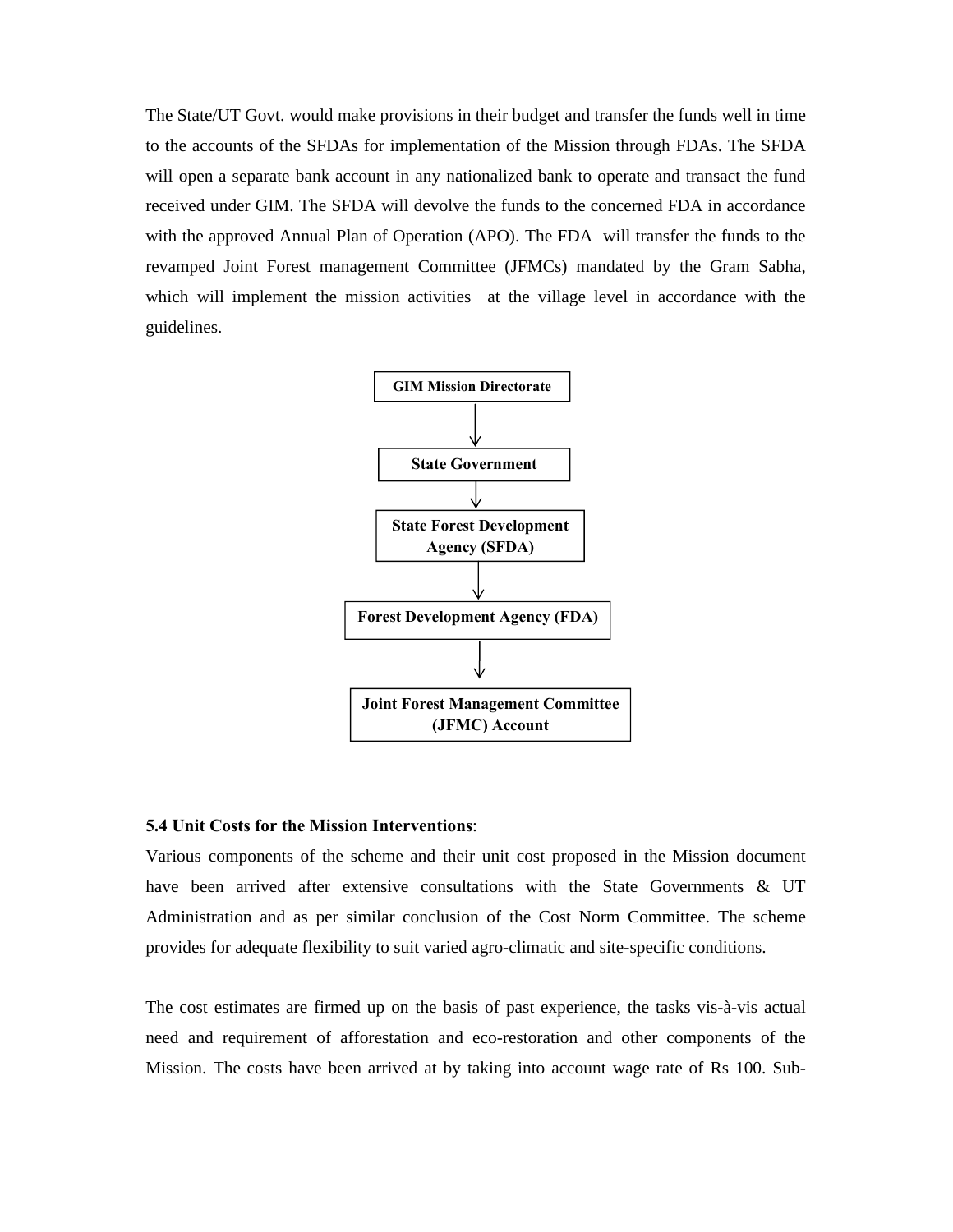The State/UT Govt. would make provisions in their budget and transfer the funds well in time to the accounts of the SFDAs for implementation of the Mission through FDAs. The SFDA will open a separate bank account in any nationalized bank to operate and transact the fund received under GIM. The SFDA will devolve the funds to the concerned FDA in accordance with the approved Annual Plan of Operation (APO). The FDA will transfer the funds to the revamped Joint Forest management Committee (JFMCs) mandated by the Gram Sabha, which will implement the mission activities at the village level in accordance with the guidelines.

**GIM Mission Directorate**

↓

**State Government**

↓

**State Forest Development Agency (SFDA)**

↓

**Forest Development Agency (FDA)**

↓

**Joint Forest Management Committee (JFMC) Account**

**5.4 Unit Costs for the Mission Interventions**:

Various components of the scheme and their unit cost proposed in the Mission document have been arrived after extensive consultations with the State Governments & UT Administration and as per similar conclusion of the Cost Norm Committee. The scheme provides for adequate flexibility to suit varied agro-climatic and site-specific conditions.

The cost estimates are firmed up on the basis of past experience, the tasks vis-à-vis actual need and requirement of afforestation and eco-restoration and other components of the Mission. The costs have been arrived at by taking into account wage rate of Rs 100. Sub-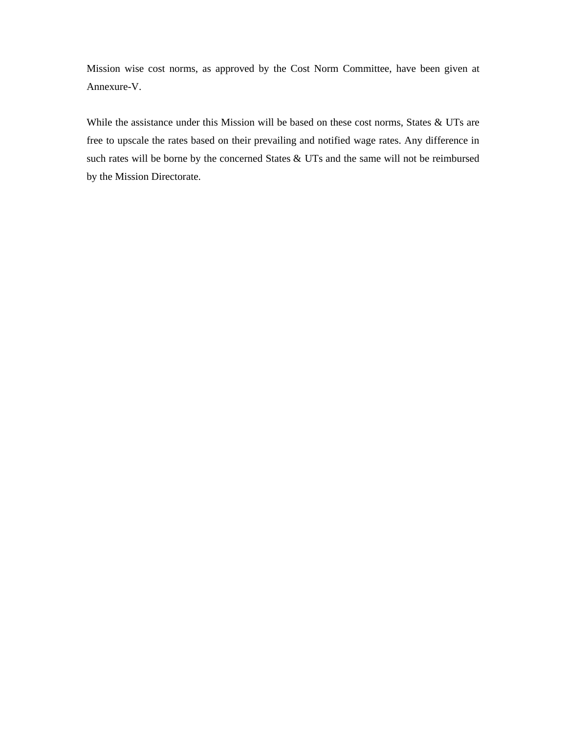Mission wise cost norms, as approved by the Cost Norm Committee, have been given at Annexure-V.

While the assistance under this Mission will be based on these cost norms, States & UTs are free to upscale the rates based on their prevailing and notified wage rates. Any difference in such rates will be borne by the concerned States & UTs and the same will not be reimbursed by the Mission Directorate.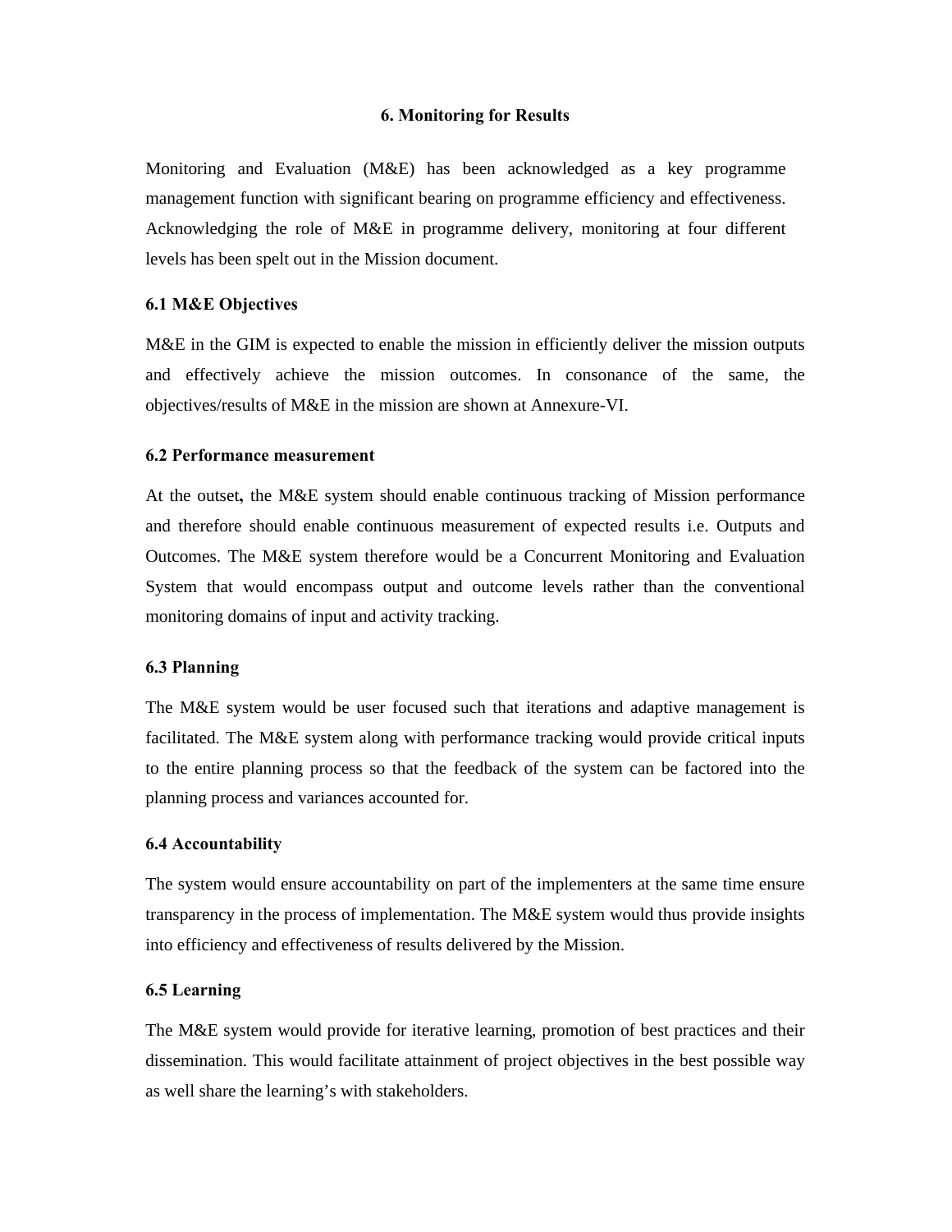## 6. Monitoring for Results

Monitoring and Evaluation (M&E) has been acknowledged as a key programme management function with significant bearing on programme efficiency and effectiveness. Acknowledging the role of M&E in programme delivery, monitoring at four different levels has been spelt out in the Mission document.

### 6.1 M&E Objectives

M&E in the GIM is expected to enable the mission in efficiently deliver the mission outputs and effectively achieve the mission outcomes. In consonance of the same, the objectives/results of M&E in the mission are shown at Annexure-VI.

### 6.2 Performance measurement

At the outset**,** the M&E system should enable continuous tracking of Mission performance and therefore should enable continuous measurement of expected results i.e. Outputs and Outcomes. The M&E system therefore would be a Concurrent Monitoring and Evaluation System that would encompass output and outcome levels rather than the conventional monitoring domains of input and activity tracking.

### 6.3 Planning

The M&E system would be user focused such that iterations and adaptive management is facilitated. The M&E system along with performance tracking would provide critical inputs to the entire planning process so that the feedback of the system can be factored into the planning process and variances accounted for.

### 6.4 Accountability

The system would ensure accountability on part of the implementers at the same time ensure transparency in the process of implementation. The M&E system would thus provide insights into efficiency and effectiveness of results delivered by the Mission.

### 6.5 Learning

The M&E system would provide for iterative learning, promotion of best practices and their dissemination. This would facilitate attainment of project objectives in the best possible way as well share the learning's with stakeholders.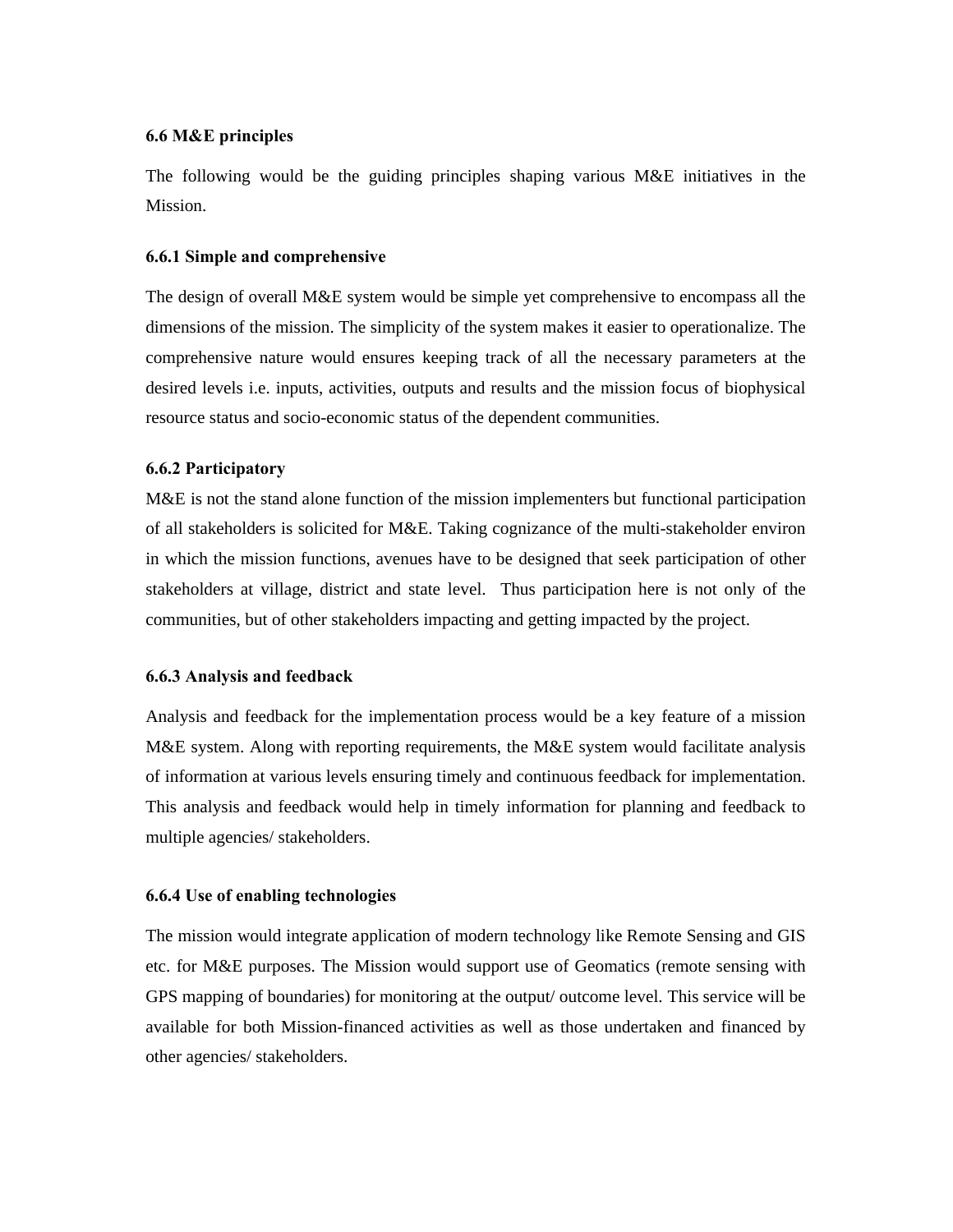### 6.6 M&E principles

The following would be the guiding principles shaping various M&E initiatives in the Mission.

#### 6.6.1 Simple and comprehensive

The design of overall M&E system would be simple yet comprehensive to encompass all the dimensions of the mission. The simplicity of the system makes it easier to operationalize. The comprehensive nature would ensures keeping track of all the necessary parameters at the desired levels i.e. inputs, activities, outputs and results and the mission focus of biophysical resource status and socio-economic status of the dependent communities.

#### 6.6.2 Participatory

M&E is not the stand alone function of the mission implementers but functional participation of all stakeholders is solicited for M&E. Taking cognizance of the multi-stakeholder environ in which the mission functions, avenues have to be designed that seek participation of other stakeholders at village, district and state level. Thus participation here is not only of the communities, but of other stakeholders impacting and getting impacted by the project.

#### 6.6.3 Analysis and feedback

Analysis and feedback for the implementation process would be a key feature of a mission M&E system. Along with reporting requirements, the M&E system would facilitate analysis of information at various levels ensuring timely and continuous feedback for implementation. This analysis and feedback would help in timely information for planning and feedback to multiple agencies/ stakeholders.

#### 6.6.4 Use of enabling technologies

The mission would integrate application of modern technology like Remote Sensing and GIS etc. for M&E purposes. The Mission would support use of Geomatics (remote sensing with GPS mapping of boundaries) for monitoring at the output/ outcome level. This service will be available for both Mission-financed activities as well as those undertaken and financed by other agencies/ stakeholders.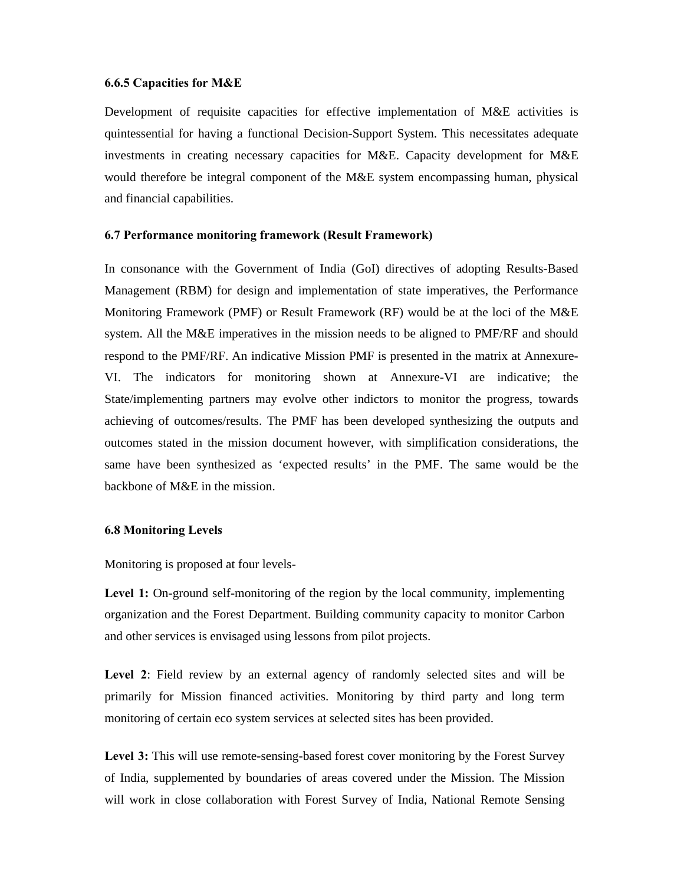### 6.6.5 Capacities for M&E

Development of requisite capacities for effective implementation of M&E activities is quintessential for having a functional Decision-Support System. This necessitates adequate investments in creating necessary capacities for M&E. Capacity development for M&E would therefore be integral component of the M&E system encompassing human, physical and financial capabilities.

## 6.7 Performance monitoring framework (Result Framework)

In consonance with the Government of India (GoI) directives of adopting Results-Based Management (RBM) for design and implementation of state imperatives, the Performance Monitoring Framework (PMF) or Result Framework (RF) would be at the loci of the M&E system. All the M&E imperatives in the mission needs to be aligned to PMF/RF and should respond to the PMF/RF. An indicative Mission PMF is presented in the matrix at Annexure-VI. The indicators for monitoring shown at Annexure-VI are indicative; the State/implementing partners may evolve other indictors to monitor the progress, towards achieving of outcomes/results. The PMF has been developed synthesizing the outputs and outcomes stated in the mission document however, with simplification considerations, the same have been synthesized as 'expected results' in the PMF. The same would be the backbone of M&E in the mission.

## 6.8 Monitoring Levels

Monitoring is proposed at four levels-

**Level 1:** On-ground self-monitoring of the region by the local community, implementing organization and the Forest Department. Building community capacity to monitor Carbon and other services is envisaged using lessons from pilot projects.

**Level 2**: Field review by an external agency of randomly selected sites and will be primarily for Mission financed activities. Monitoring by third party and long term monitoring of certain eco system services at selected sites has been provided.

**Level 3:** This will use remote-sensing-based forest cover monitoring by the Forest Survey of India, supplemented by boundaries of areas covered under the Mission. The Mission will work in close collaboration with Forest Survey of India, National Remote Sensing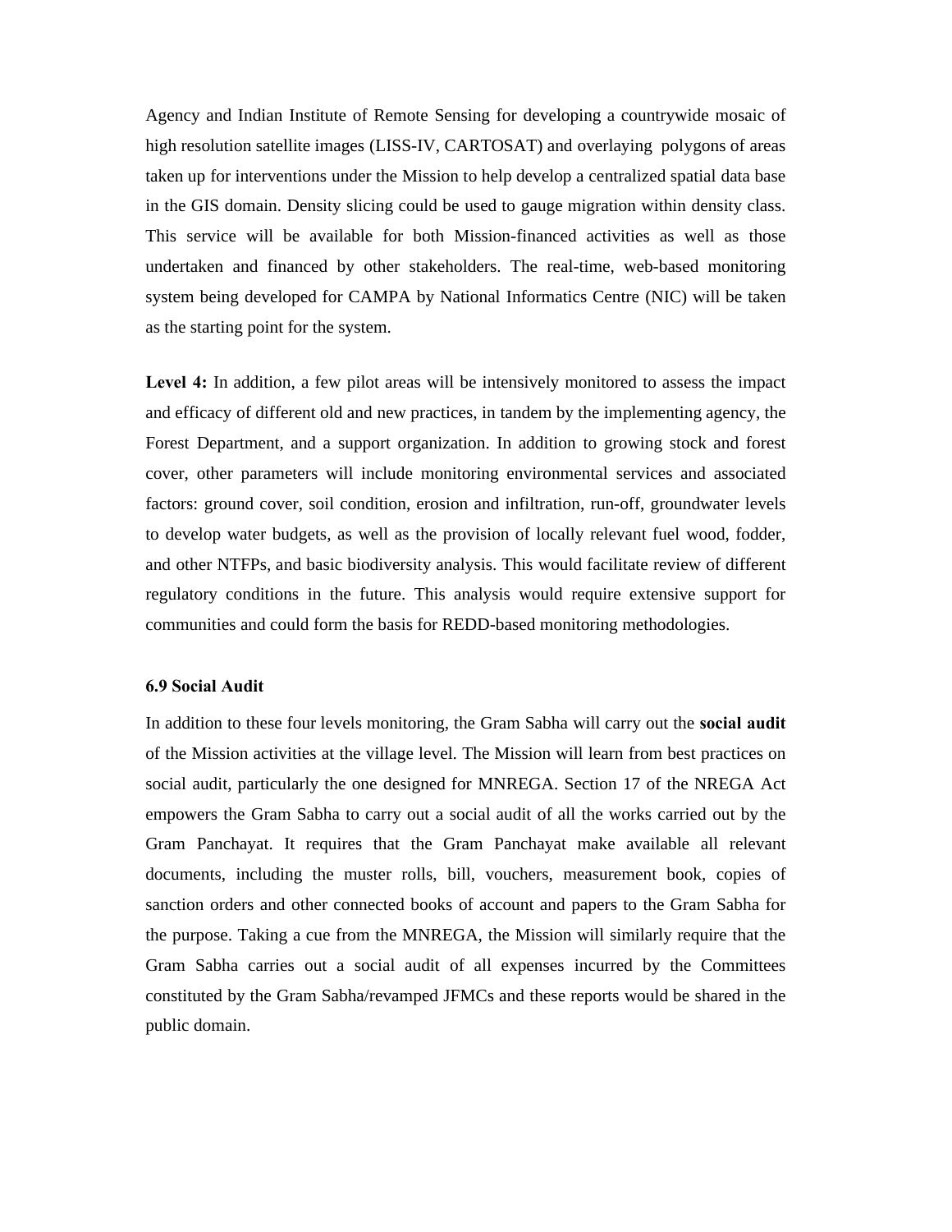Agency and Indian Institute of Remote Sensing for developing a countrywide mosaic of high resolution satellite images (LISS-IV, CARTOSAT) and overlaying polygons of areas taken up for interventions under the Mission to help develop a centralized spatial data base in the GIS domain. Density slicing could be used to gauge migration within density class. This service will be available for both Mission-financed activities as well as those undertaken and financed by other stakeholders. The real-time, web-based monitoring system being developed for CAMPA by National Informatics Centre (NIC) will be taken as the starting point for the system.

**Level 4:** In addition, a few pilot areas will be intensively monitored to assess the impact and efficacy of different old and new practices, in tandem by the implementing agency, the Forest Department, and a support organization. In addition to growing stock and forest cover, other parameters will include monitoring environmental services and associated factors: ground cover, soil condition, erosion and infiltration, run-off, groundwater levels to develop water budgets, as well as the provision of locally relevant fuel wood, fodder, and other NTFPs, and basic biodiversity analysis. This would facilitate review of different regulatory conditions in the future. This analysis would require extensive support for communities and could form the basis for REDD-based monitoring methodologies.

### 6.9 Social Audit

In addition to these four levels monitoring, the Gram Sabha will carry out the **social audit** of the Mission activities at the village level. The Mission will learn from best practices on social audit, particularly the one designed for MNREGA. Section 17 of the NREGA Act empowers the Gram Sabha to carry out a social audit of all the works carried out by the Gram Panchayat. It requires that the Gram Panchayat make available all relevant documents, including the muster rolls, bill, vouchers, measurement book, copies of sanction orders and other connected books of account and papers to the Gram Sabha for the purpose. Taking a cue from the MNREGA, the Mission will similarly require that the Gram Sabha carries out a social audit of all expenses incurred by the Committees constituted by the Gram Sabha/revamped JFMCs and these reports would be shared in the public domain.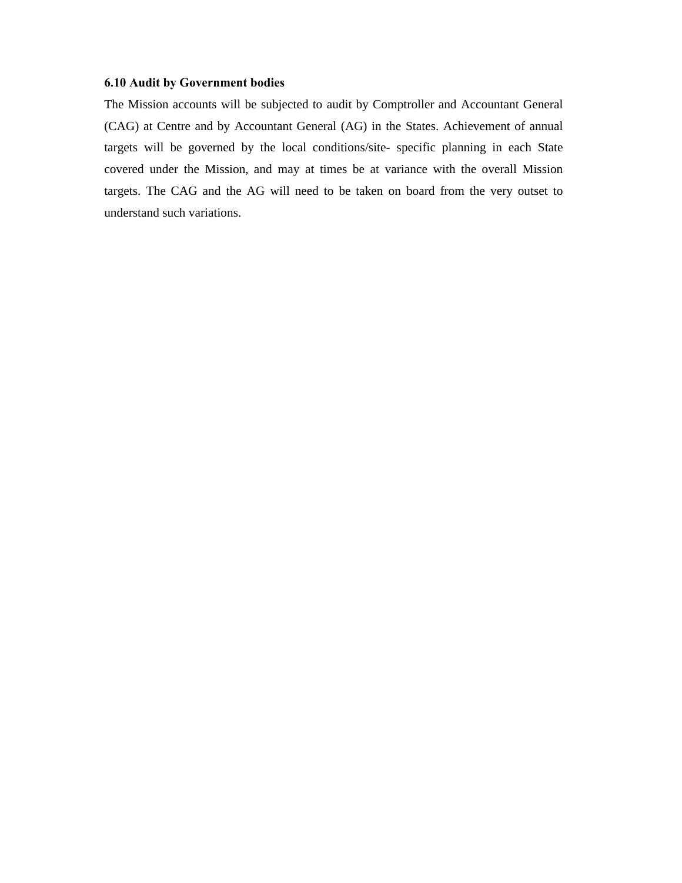### 6.10 Audit by Government bodies

The Mission accounts will be subjected to audit by Comptroller and Accountant General (CAG) at Centre and by Accountant General (AG) in the States. Achievement of annual targets will be governed by the local conditions/site- specific planning in each State covered under the Mission, and may at times be at variance with the overall Mission targets. The CAG and the AG will need to be taken on board from the very outset to understand such variations.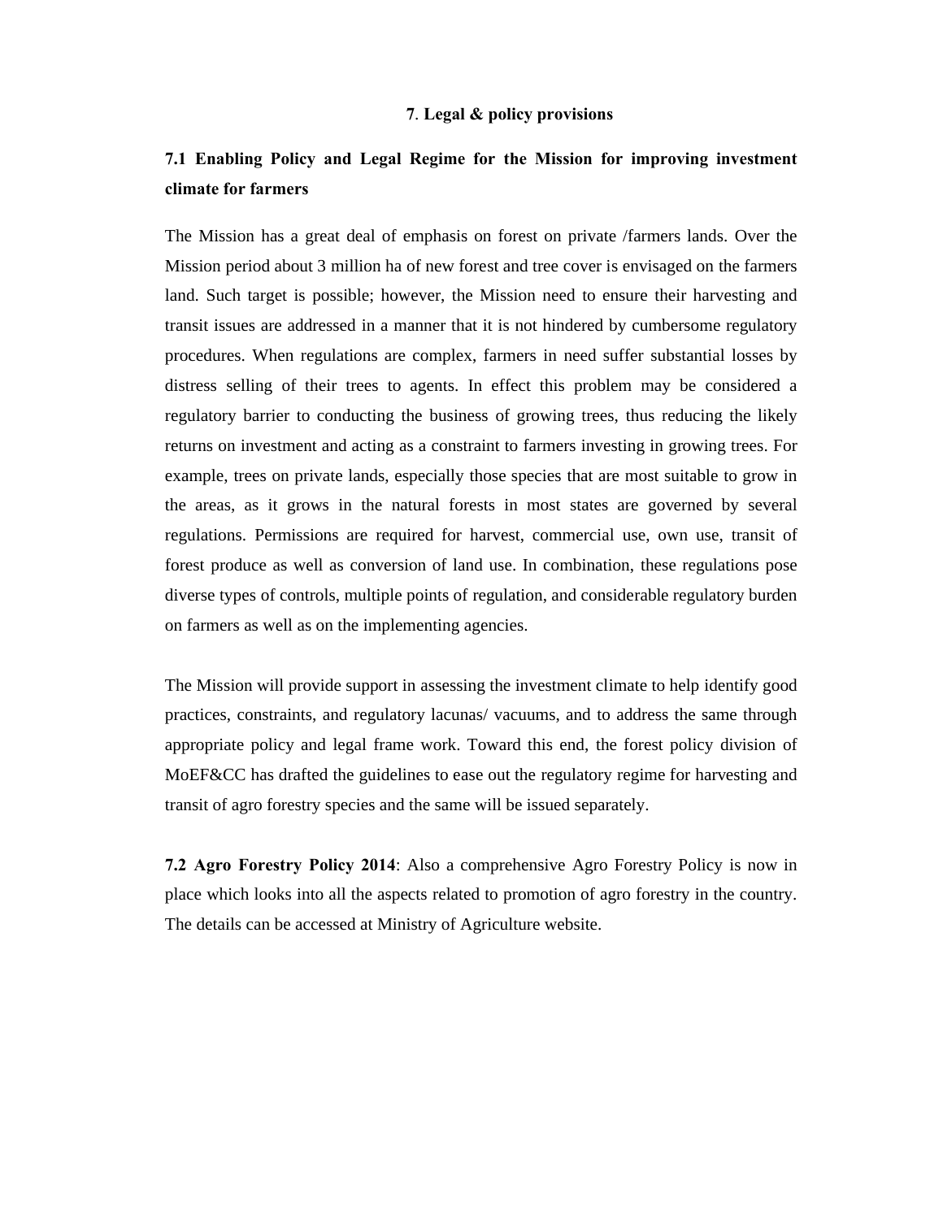# 7. Legal & policy provisions

## 7.1 Enabling Policy and Legal Regime for the Mission for improving investment climate for farmers

The Mission has a great deal of emphasis on forest on private /farmers lands. Over the Mission period about 3 million ha of new forest and tree cover is envisaged on the farmers land. Such target is possible; however, the Mission need to ensure their harvesting and transit issues are addressed in a manner that it is not hindered by cumbersome regulatory procedures. When regulations are complex, farmers in need suffer substantial losses by distress selling of their trees to agents. In effect this problem may be considered a regulatory barrier to conducting the business of growing trees, thus reducing the likely returns on investment and acting as a constraint to farmers investing in growing trees. For example, trees on private lands, especially those species that are most suitable to grow in the areas, as it grows in the natural forests in most states are governed by several regulations. Permissions are required for harvest, commercial use, own use, transit of forest produce as well as conversion of land use. In combination, these regulations pose diverse types of controls, multiple points of regulation, and considerable regulatory burden on farmers as well as on the implementing agencies.

The Mission will provide support in assessing the investment climate to help identify good practices, constraints, and regulatory lacunas/ vacuums, and to address the same through appropriate policy and legal frame work. Toward this end, the forest policy division of MoEF&CC has drafted the guidelines to ease out the regulatory regime for harvesting and transit of agro forestry species and the same will be issued separately.

**7.2 Agro Forestry Policy 2014**: Also a comprehensive Agro Forestry Policy is now in place which looks into all the aspects related to promotion of agro forestry in the country. The details can be accessed at Ministry of Agriculture website.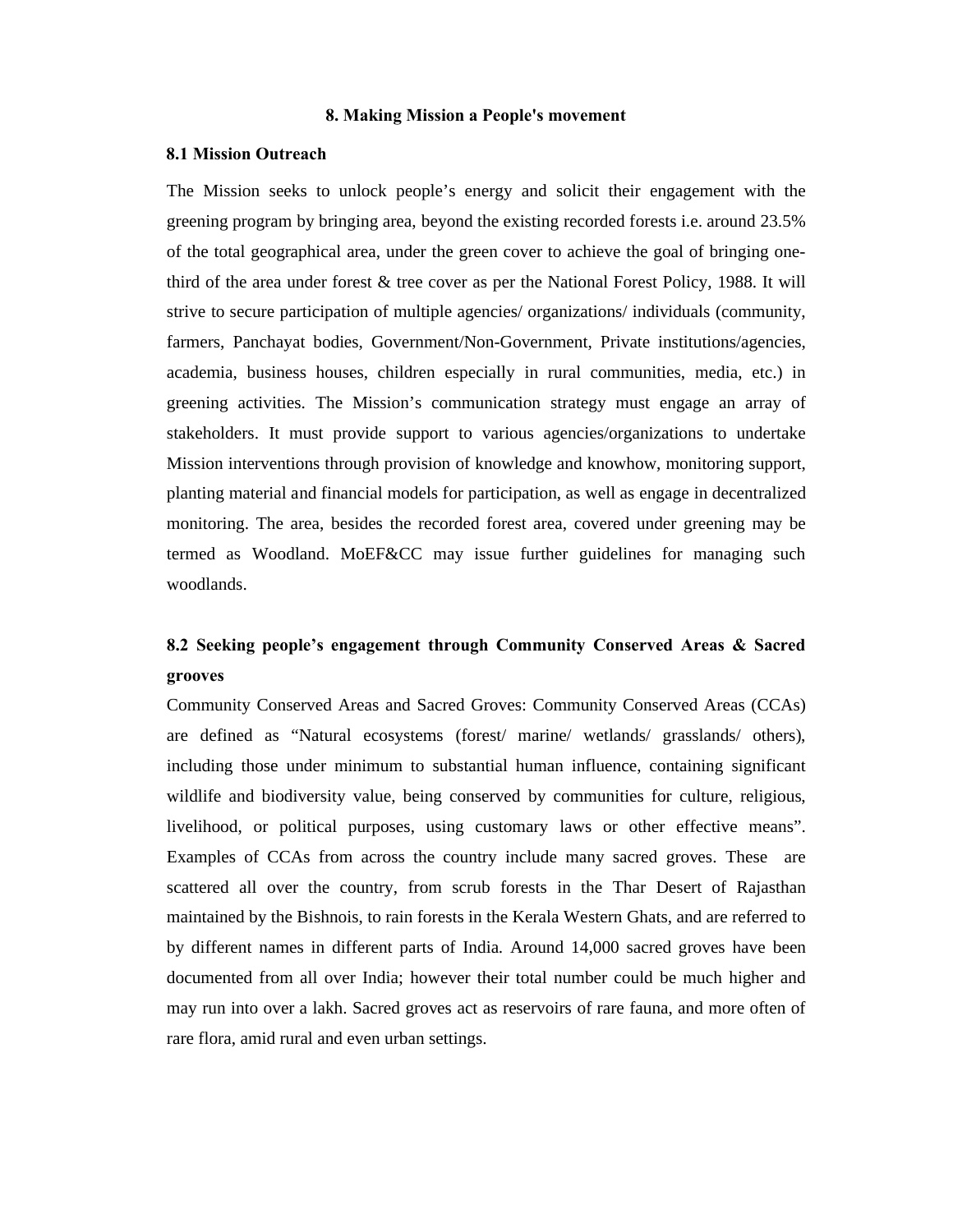## 8. Making Mission a People's movement

### 8.1 Mission Outreach

The Mission seeks to unlock people's energy and solicit their engagement with the greening program by bringing area, beyond the existing recorded forests i.e. around 23.5% of the total geographical area, under the green cover to achieve the goal of bringing one-third of the area under forest & tree cover as per the National Forest Policy, 1988. It will strive to secure participation of multiple agencies/ organizations/ individuals (community, farmers, Panchayat bodies, Government/Non-Government, Private institutions/agencies, academia, business houses, children especially in rural communities, media, etc.) in greening activities. The Mission's communication strategy must engage an array of stakeholders. It must provide support to various agencies/organizations to undertake Mission interventions through provision of knowledge and knowhow, monitoring support, planting material and financial models for participation, as well as engage in decentralized monitoring. The area, besides the recorded forest area, covered under greening may be termed as Woodland. MoEF&CC may issue further guidelines for managing such woodlands.

### 8.2 Seeking people's engagement through Community Conserved Areas & Sacred grooves

Community Conserved Areas and Sacred Groves: Community Conserved Areas (CCAs) are defined as "Natural ecosystems (forest/ marine/ wetlands/ grasslands/ others), including those under minimum to substantial human influence, containing significant wildlife and biodiversity value, being conserved by communities for culture, religious, livelihood, or political purposes, using customary laws or other effective means". Examples of CCAs from across the country include many sacred groves. These are scattered all over the country, from scrub forests in the Thar Desert of Rajasthan maintained by the Bishnois, to rain forests in the Kerala Western Ghats, and are referred to by different names in different parts of India. Around 14,000 sacred groves have been documented from all over India; however their total number could be much higher and may run into over a lakh. Sacred groves act as reservoirs of rare fauna, and more often of rare flora, amid rural and even urban settings.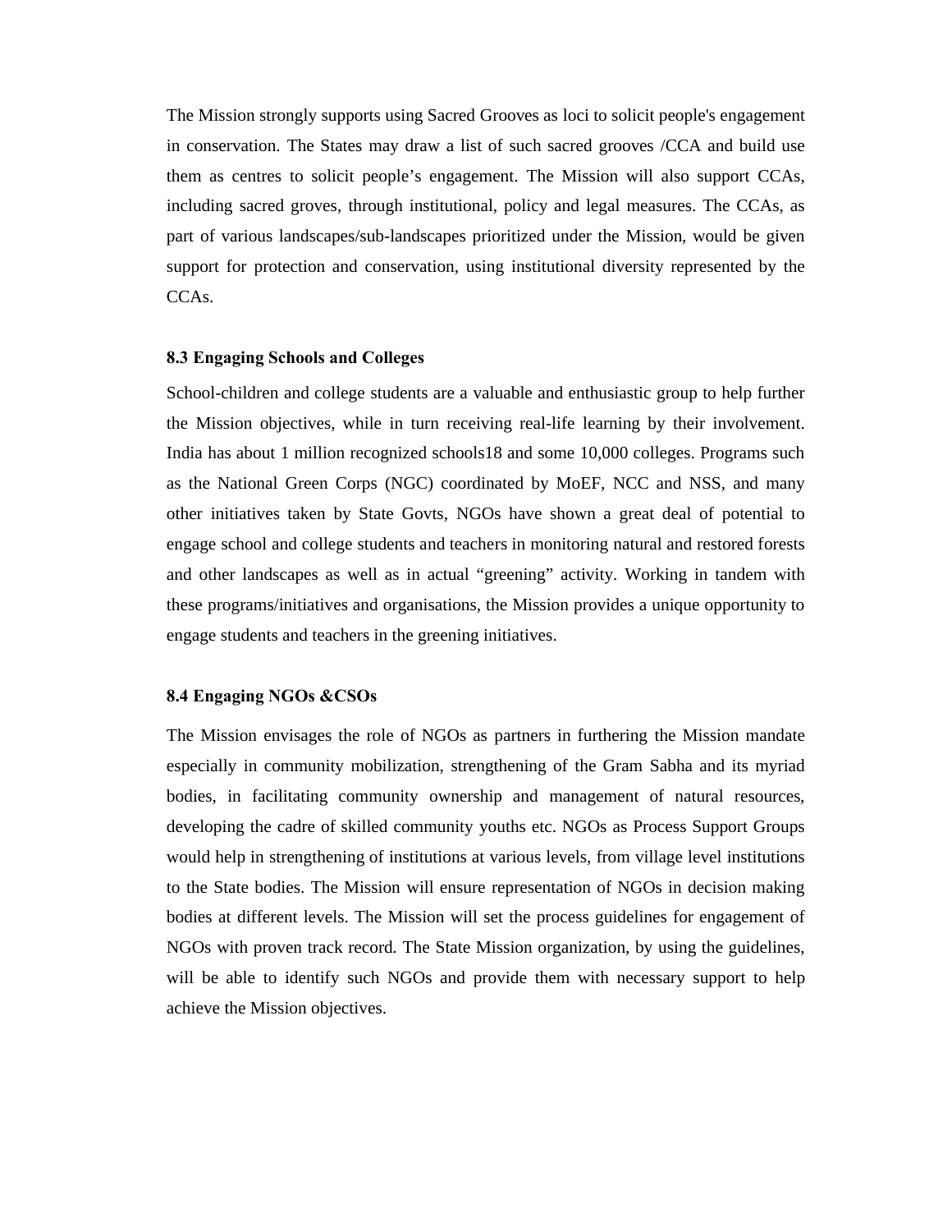The Mission strongly supports using Sacred Grooves as loci to solicit people's engagement in conservation. The States may draw a list of such sacred grooves /CCA and build use them as centres to solicit people’s engagement. The Mission will also support CCAs, including sacred groves, through institutional, policy and legal measures. The CCAs, as part of various landscapes/sub-landscapes prioritized under the Mission, would be given support for protection and conservation, using institutional diversity represented by the CCAs.

### 8.3 Engaging Schools and Colleges

School-children and college students are a valuable and enthusiastic group to help further the Mission objectives, while in turn receiving real-life learning by their involvement. India has about 1 million recognized schools[18] and some 10,000 colleges. Programs such as the National Green Corps (NGC) coordinated by MoEF, NCC and NSS, and many other initiatives taken by State Govts, NGOs have shown a great deal of potential to engage school and college students and teachers in monitoring natural and restored forests and other landscapes as well as in actual “greening” activity. Working in tandem with these programs/initiatives and organisations, the Mission provides a unique opportunity to engage students and teachers in the greening initiatives.

### 8.4 Engaging NGOs &CSOs

The Mission envisages the role of NGOs as partners in furthering the Mission mandate especially in community mobilization, strengthening of the Gram Sabha and its myriad bodies, in facilitating community ownership and management of natural resources, developing the cadre of skilled community youths etc. NGOs as Process Support Groups would help in strengthening of institutions at various levels, from village level institutions to the State bodies. The Mission will ensure representation of NGOs in decision making bodies at different levels. The Mission will set the process guidelines for engagement of NGOs with proven track record. The State Mission organization, by using the guidelines, will be able to identify such NGOs and provide them with necessary support to help achieve the Mission objectives.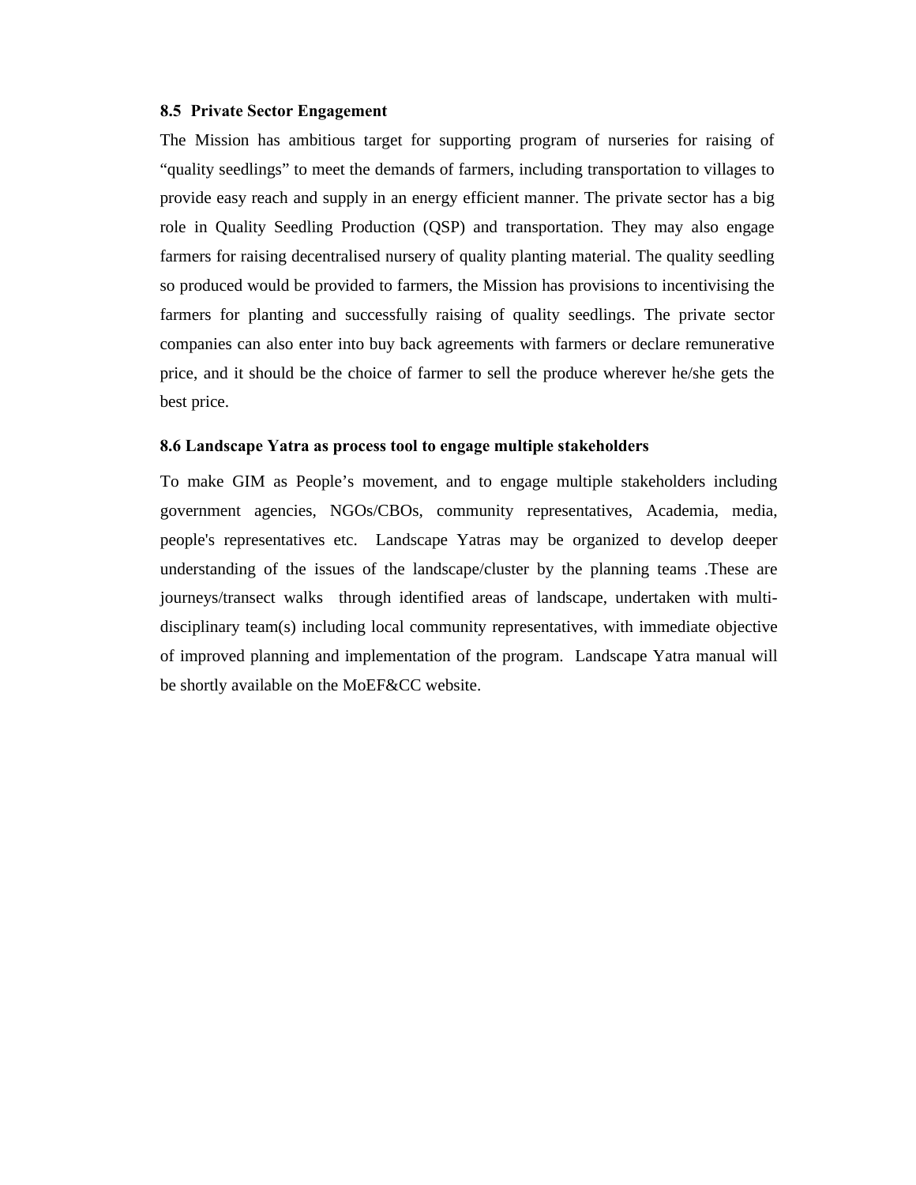### 8.5 Private Sector Engagement

The Mission has ambitious target for supporting program of nurseries for raising of "quality seedlings" to meet the demands of farmers, including transportation to villages to provide easy reach and supply in an energy efficient manner. The private sector has a big role in Quality Seedling Production (QSP) and transportation. They may also engage farmers for raising decentralised nursery of quality planting material. The quality seedling so produced would be provided to farmers, the Mission has provisions to incentivising the farmers for planting and successfully raising of quality seedlings. The private sector companies can also enter into buy back agreements with farmers or declare remunerative price, and it should be the choice of farmer to sell the produce wherever he/she gets the best price.

### 8.6 Landscape Yatra as process tool to engage multiple stakeholders

To make GIM as People's movement, and to engage multiple stakeholders including government agencies, NGOs/CBOs, community representatives, Academia, media, people's representatives etc. Landscape Yatras may be organized to develop deeper understanding of the issues of the landscape/cluster by the planning teams .These are journeys/transect walks through identified areas of landscape, undertaken with multi-disciplinary team(s) including local community representatives, with immediate objective of improved planning and implementation of the program. Landscape Yatra manual will be shortly available on the MoEF&CC website.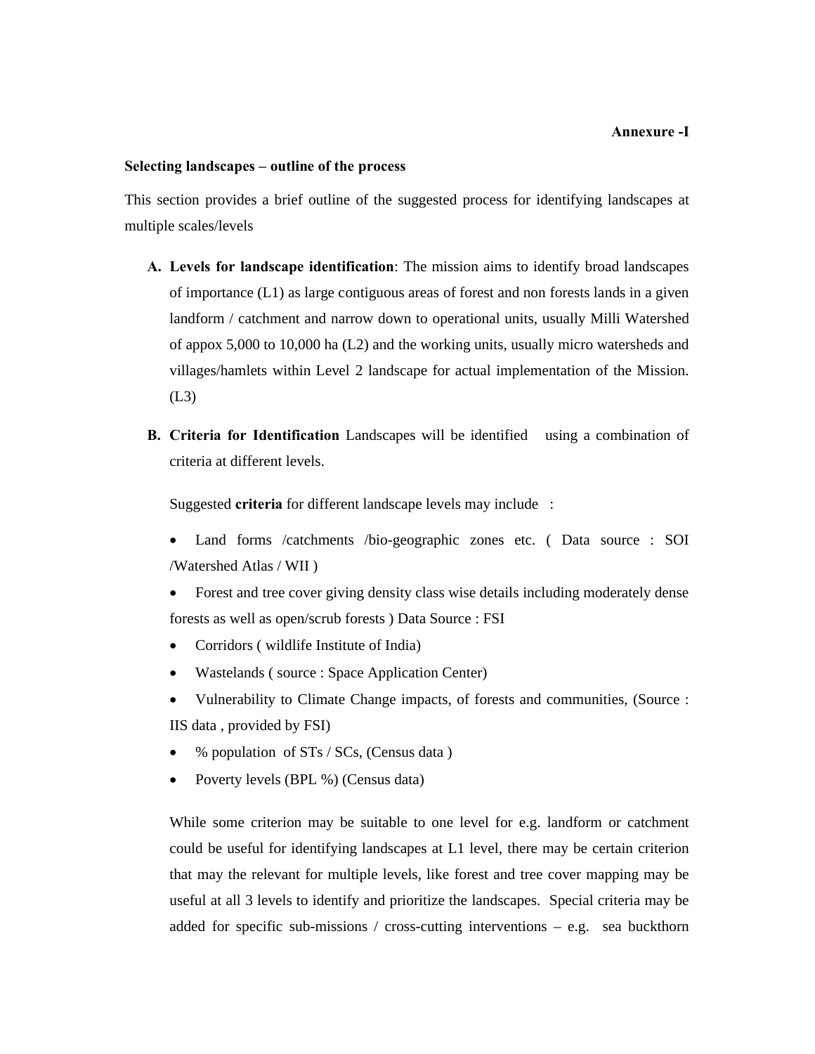**Annexure -I**

**Selecting landscapes – outline of the process**

This section provides a brief outline of the suggested process for identifying landscapes at multiple scales/levels

A. **Levels for landscape identification**: The mission aims to identify broad landscapes of importance (L1) as large contiguous areas of forest and non forests lands in a given landform / catchment and narrow down to operational units, usually Milli Watershed of appox 5,000 to 10,000 ha (L2) and the working units, usually micro watersheds and villages/hamlets within Level 2 landscape for actual implementation of the Mission. (L3)

B. **Criteria for Identification** Landscapes will be identified using a combination of criteria at different levels.

   Suggested **criteria** for different landscape levels may include :

   - Land forms /catchments /bio-geographic zones etc. ( Data source : SOI /Watershed Atlas / WII )
   - Forest and tree cover giving density class wise details including moderately dense forests as well as open/scrub forests ) Data Source : FSI
   - Corridors ( wildlife Institute of India)
   - Wastelands ( source : Space Application Center)
   - Vulnerability to Climate Change impacts, of forests and communities, (Source : IIS data , provided by FSI)
   - % population of STs / SCs, (Census data )
   - Poverty levels (BPL %) (Census data)

   While some criterion may be suitable to one level for e.g. landform or catchment could be useful for identifying landscapes at L1 level, there may be certain criterion that may the relevant for multiple levels, like forest and tree cover mapping may be useful at all 3 levels to identify and prioritize the landscapes. Special criteria may be added for specific sub-missions / cross-cutting interventions – e.g. sea buckthorn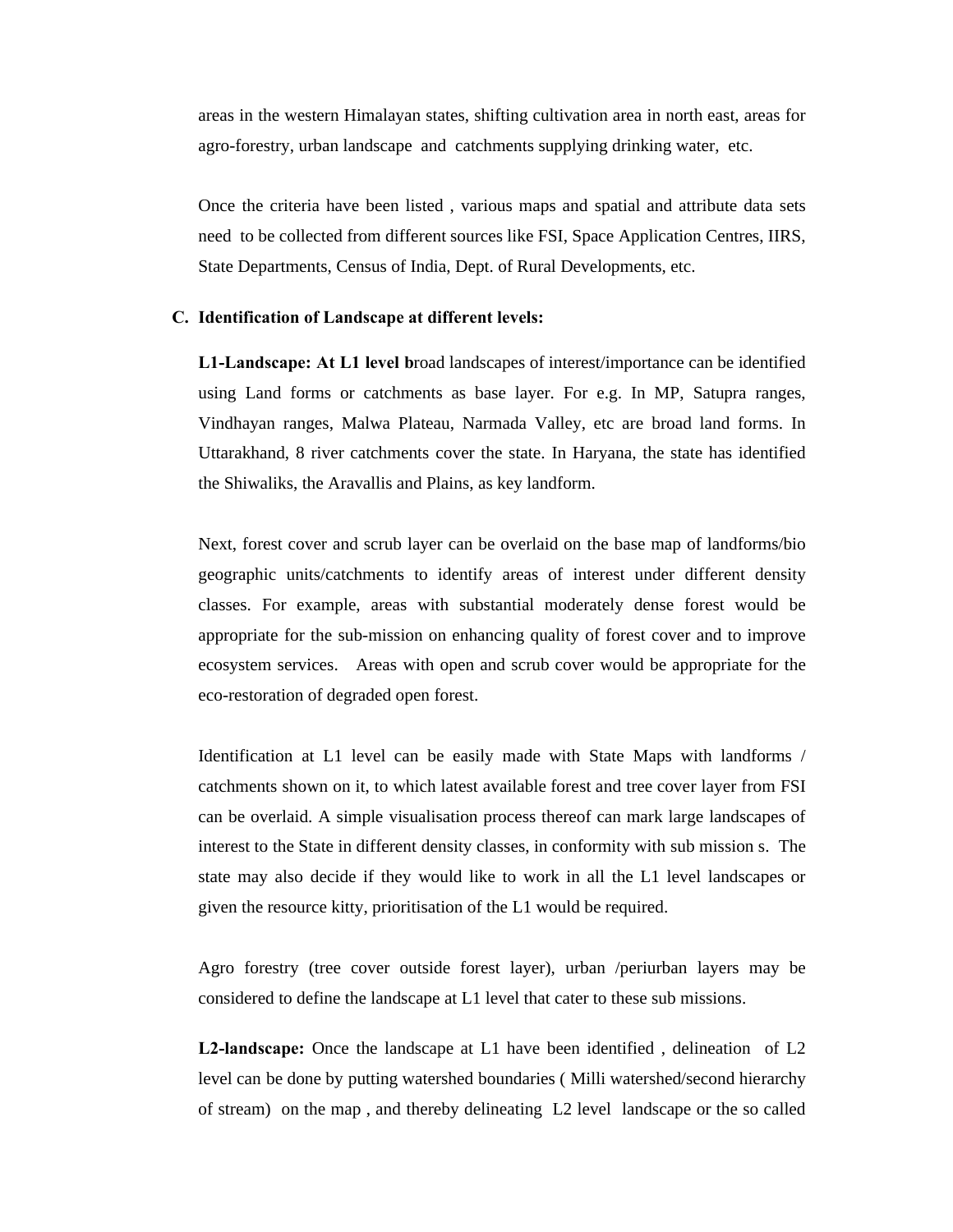areas in the western Himalayan states, shifting cultivation area in north east, areas for agro-forestry, urban landscape and catchments supplying drinking water, etc.

Once the criteria have been listed , various maps and spatial and attribute data sets need to be collected from different sources like FSI, Space Application Centres, IIRS, State Departments, Census of India, Dept. of Rural Developments, etc.

**C. Identification of Landscape at different levels:**

**L1-Landscape: At L1 level b**road landscapes of interest/importance can be identified using Land forms or catchments as base layer. For e.g. In MP, Satupra ranges, Vindhayan ranges, Malwa Plateau, Narmada Valley, etc are broad land forms. In Uttarakhand, 8 river catchments cover the state. In Haryana, the state has identified the Shiwaliks, the Aravallis and Plains, as key landform.

Next, forest cover and scrub layer can be overlaid on the base map of landforms/bio geographic units/catchments to identify areas of interest under different density classes. For example, areas with substantial moderately dense forest would be appropriate for the sub-mission on enhancing quality of forest cover and to improve ecosystem services. Areas with open and scrub cover would be appropriate for the eco-restoration of degraded open forest.

Identification at L1 level can be easily made with State Maps with landforms / catchments shown on it, to which latest available forest and tree cover layer from FSI can be overlaid. A simple visualisation process thereof can mark large landscapes of interest to the State in different density classes, in conformity with sub mission s. The state may also decide if they would like to work in all the L1 level landscapes or given the resource kitty, prioritisation of the L1 would be required.

Agro forestry (tree cover outside forest layer), urban /periurban layers may be considered to define the landscape at L1 level that cater to these sub missions.

**L2-landscape:** Once the landscape at L1 have been identified , delineation of L2 level can be done by putting watershed boundaries ( Milli watershed/second hierarchy of stream) on the map , and thereby delineating L2 level landscape or the so called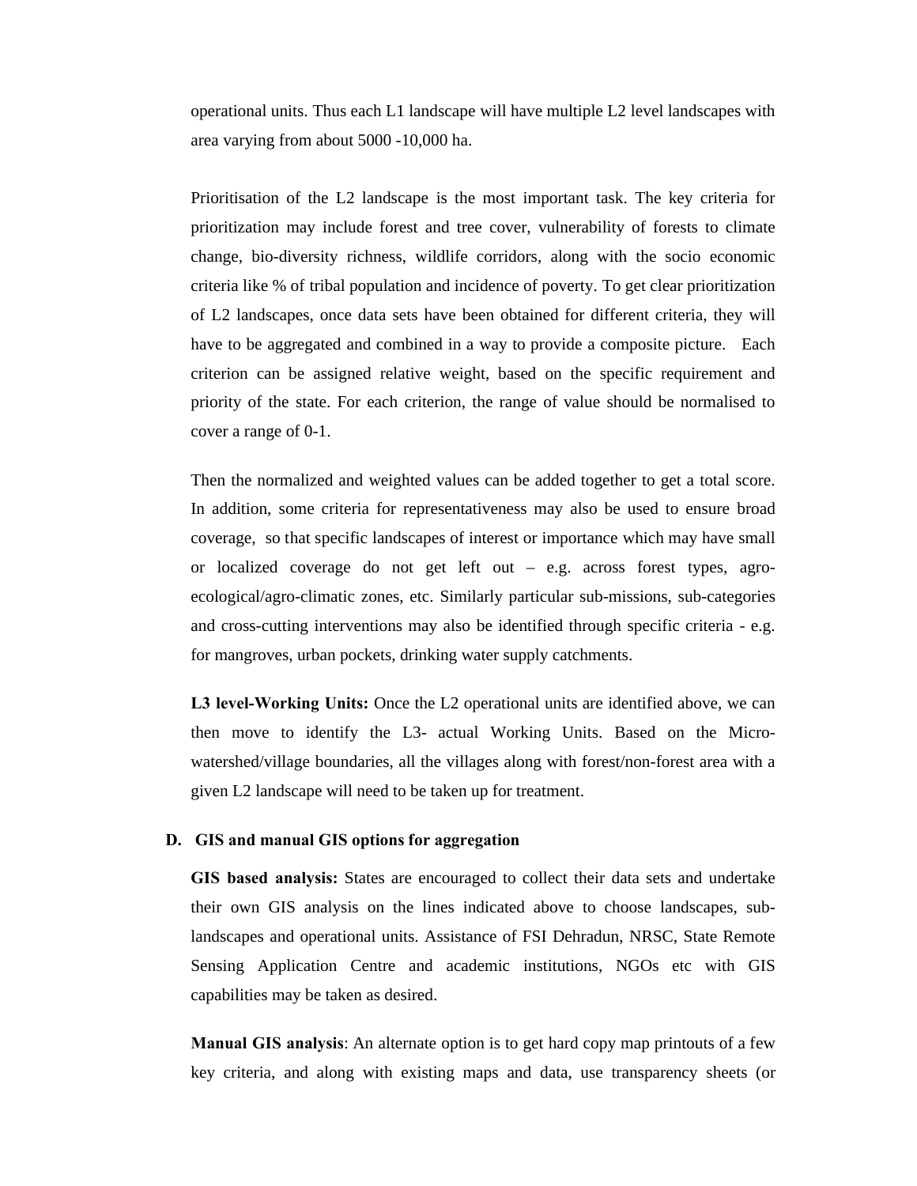operational units. Thus each L1 landscape will have multiple L2 level landscapes with area varying from about 5000 -10,000 ha.

Prioritisation of the L2 landscape is the most important task. The key criteria for prioritization may include forest and tree cover, vulnerability of forests to climate change, bio-diversity richness, wildlife corridors, along with the socio economic criteria like % of tribal population and incidence of poverty. To get clear prioritization of L2 landscapes, once data sets have been obtained for different criteria, they will have to be aggregated and combined in a way to provide a composite picture. Each criterion can be assigned relative weight, based on the specific requirement and priority of the state. For each criterion, the range of value should be normalised to cover a range of 0-1.

Then the normalized and weighted values can be added together to get a total score. In addition, some criteria for representativeness may also be used to ensure broad coverage, so that specific landscapes of interest or importance which may have small or localized coverage do not get left out – e.g. across forest types, agro-ecological/agro-climatic zones, etc. Similarly particular sub-missions, sub-categories and cross-cutting interventions may also be identified through specific criteria - e.g. for mangroves, urban pockets, drinking water supply catchments.

**L3 level-Working Units:** Once the L2 operational units are identified above, we can then move to identify the L3- actual Working Units. Based on the Micro-watershed/village boundaries, all the villages along with forest/non-forest area with a given L2 landscape will need to be taken up for treatment.

**D. GIS and manual GIS options for aggregation**

**GIS based analysis:** States are encouraged to collect their data sets and undertake their own GIS analysis on the lines indicated above to choose landscapes, sub-landscapes and operational units. Assistance of FSI Dehradun, NRSC, State Remote Sensing Application Centre and academic institutions, NGOs etc with GIS capabilities may be taken as desired.

**Manual GIS analysis**: An alternate option is to get hard copy map printouts of a few key criteria, and along with existing maps and data, use transparency sheets (or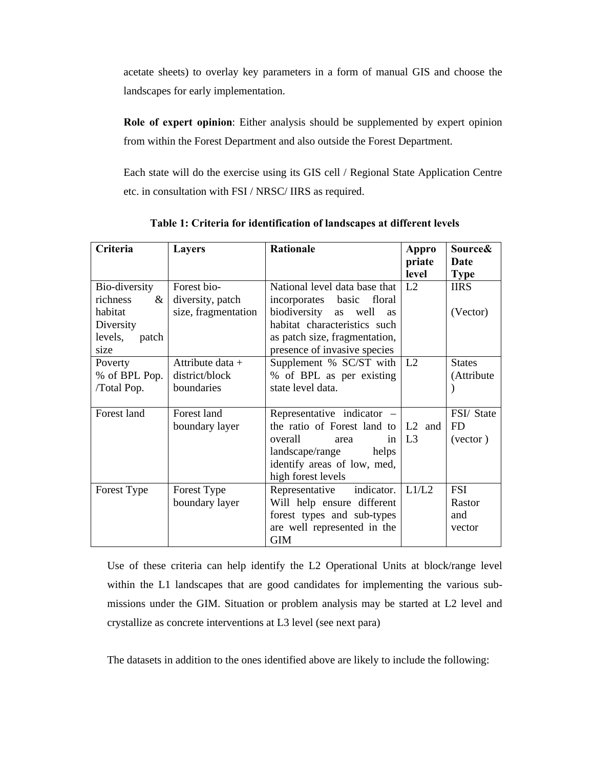acetate sheets) to overlay key parameters in a form of manual GIS and choose the landscapes for early implementation.

**Role of expert opinion**: Either analysis should be supplemented by expert opinion from within the Forest Department and also outside the Forest Department.

Each state will do the exercise using its GIS cell / Regional State Application Centre etc. in consultation with FSI / NRSC/ IIRS as required.

**Table 1: Criteria for identification of landscapes at different levels**

| Criteria | Layers | Rationale | Appropriate level | Source& Date Type |
|---|---|---|---|---|
| Bio-diversity richness & habitat Diversity levels, patch size | Forest bio-diversity, patch size, fragmentation | National level data base that incorporates basic floral biodiversity as well as habitat characteristics such as patch size, fragmentation, presence of invasive species | L2 | IIRS (Vector) |
| Poverty % of BPL Pop. /Total Pop. | Attribute data + district/block boundaries | Supplement % SC/ST with % of BPL as per existing state level data. | L2 | States (Attribute) |
| Forest land | Forest land boundary layer | Representative indicator – the ratio of Forest land to overall area in landscape/range helps identify areas of low, med, high forest levels | L2 and L3 | FSI/ State FD (vector ) |
| Forest Type | Forest Type boundary layer | Representative indicator. Will help ensure different forest types and sub-types are well represented in the GIM | L1/L2 | FSI Rastor and vector |

Use of these criteria can help identify the L2 Operational Units at block/range level within the L1 landscapes that are good candidates for implementing the various sub-missions under the GIM. Situation or problem analysis may be started at L2 level and crystallize as concrete interventions at L3 level (see next para)

The datasets in addition to the ones identified above are likely to include the following: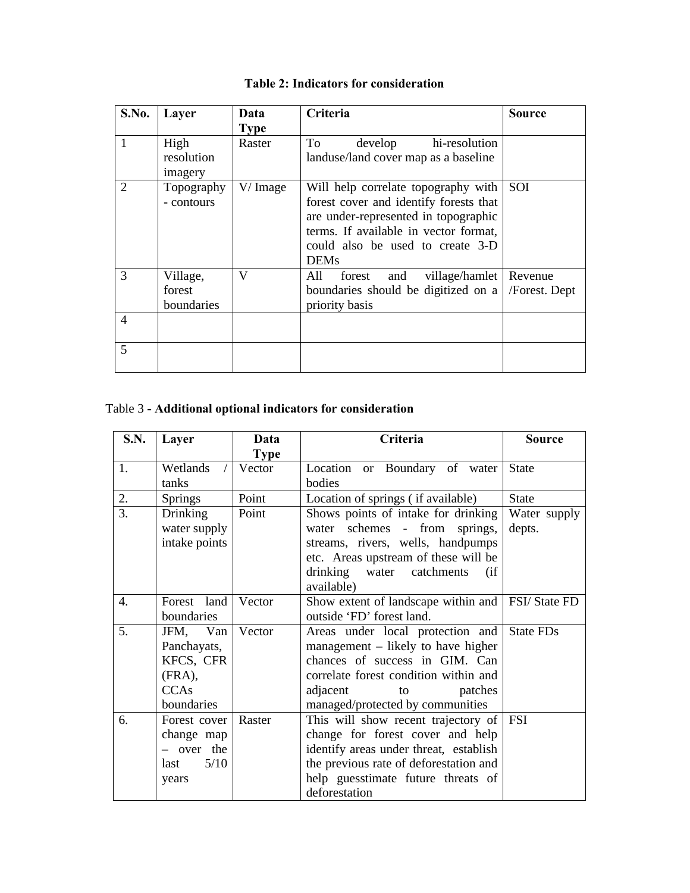**Table 2: Indicators for consideration**

| S.No. | Layer | Data Type | Criteria | Source |
|---|---|---|---|---|
| 1 | High resolution imagery | Raster | To develop hi-resolution landuse/land cover map as a baseline | |
| 2 | Topography - contours | V/ Image | Will help correlate topography with forest cover and identify forests that are under-represented in topographic terms. If available in vector format, could also be used to create 3-D DEMs | SOI |
| 3 | Village, forest boundaries | V | All forest and village/hamlet boundaries should be digitized on a priority basis | Revenue /Forest. Dept |
| 4 | | | | |
| 5 | | | | |

Table 3 **- Additional optional indicators for consideration**

| S.N. | Layer | Data Type | Criteria | Source |
|---|---|---|---|---|
| 1. | Wetlands / tanks | Vector | Location or Boundary of water bodies | State |
| 2. | Springs | Point | Location of springs ( if available) | State |
| 3. | Drinking water supply intake points | Point | Shows points of intake for drinking water schemes - from springs, streams, rivers, wells, handpumps etc. Areas upstream of these will be drinking water catchments (if available) | Water supply depts. |
| 4. | Forest land boundaries | Vector | Show extent of landscape within and outside 'FD' forest land. | FSI/ State FD |
| 5. | JFM, Van Panchayats, KFCS, CFR (FRA), CCAs boundaries | Vector | Areas under local protection and management – likely to have higher chances of success in GIM. Can correlate forest condition within and adjacent to patches managed/protected by communities | State FDs |
| 6. | Forest cover change map – over the last 5/10 years | Raster | This will show recent trajectory of change for forest cover and help identify areas under threat, establish the previous rate of deforestation and help guesstimate future threats of deforestation | FSI |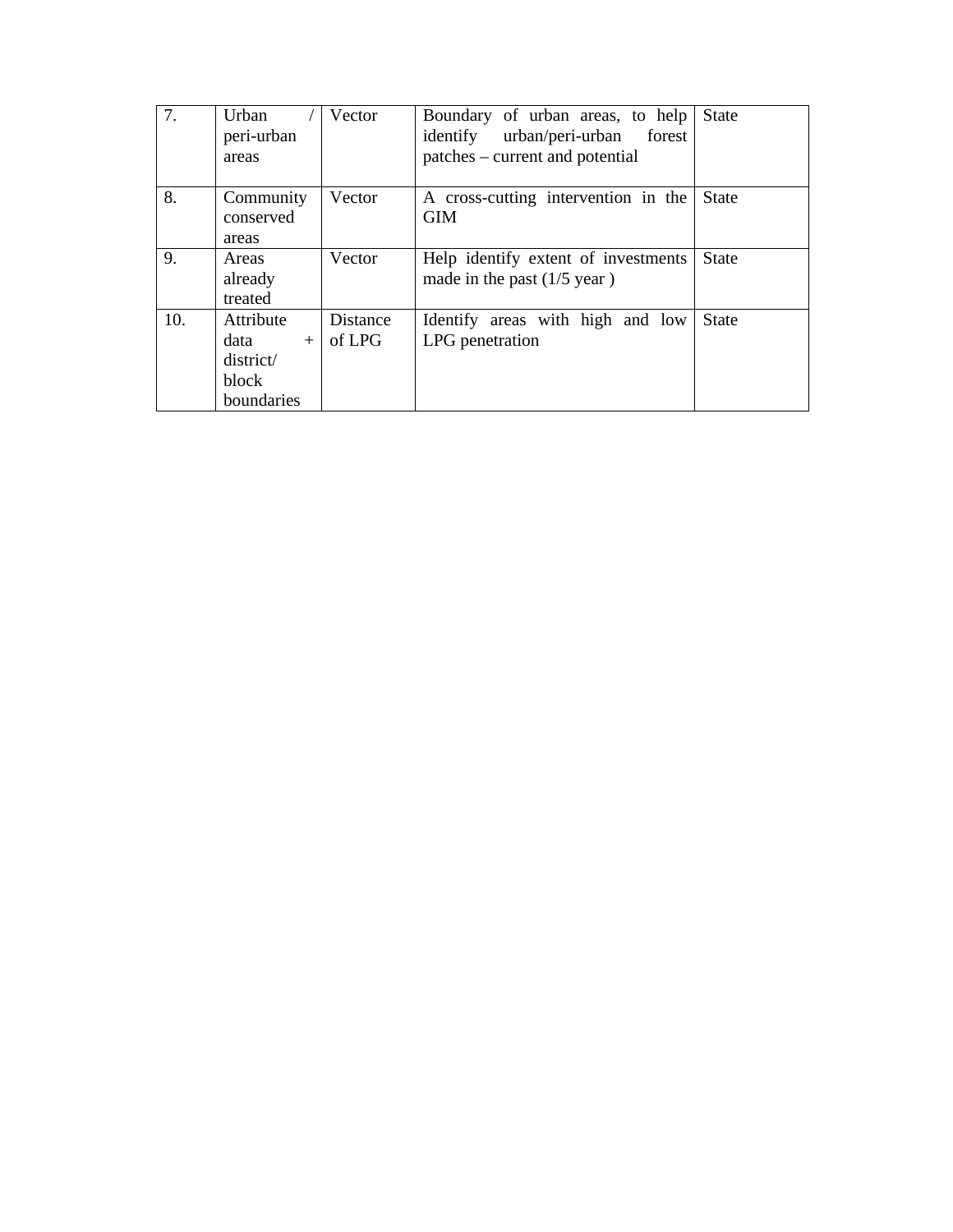| 7. | Urban / peri-urban areas | Vector | Boundary of urban areas, to help identify urban/peri-urban forest patches – current and potential | State |
|---|---|---|---|---|
| 8. | Community conserved areas | Vector | A cross-cutting intervention in the GIM | State |
| 9. | Areas already treated | Vector | Help identify extent of investments made in the past (1/5 year ) | State |
| 10. | Attribute data + district/ block boundaries | Distance of LPG | Identify areas with high and low LPG penetration | State |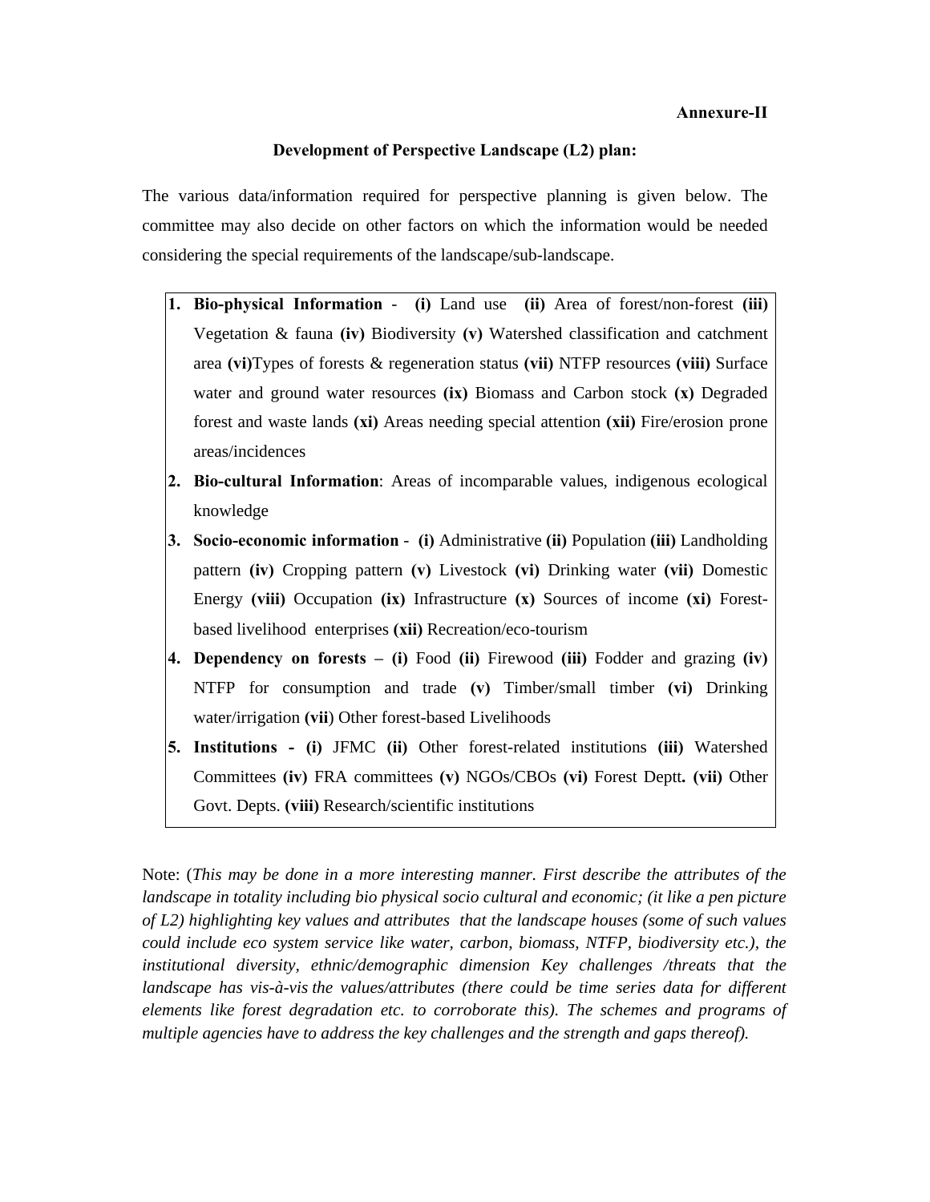**Annexure-II**

**Development of Perspective Landscape (L2) plan:**

The various data/information required for perspective planning is given below. The committee may also decide on other factors on which the information would be needed considering the special requirements of the landscape/sub-landscape.

1. **Bio-physical Information** - **(i)** Land use **(ii)** Area of forest/non-forest **(iii)** Vegetation & fauna **(iv)** Biodiversity **(v)** Watershed classification and catchment area **(vi)**Types of forests & regeneration status **(vii)** NTFP resources **(viii)** Surface water and ground water resources **(ix)** Biomass and Carbon stock **(x)** Degraded forest and waste lands **(xi)** Areas needing special attention **(xii)** Fire/erosion prone areas/incidences
2. **Bio-cultural Information**: Areas of incomparable values, indigenous ecological knowledge
3. **Socio-economic information** - **(i)** Administrative **(ii)** Population **(iii)** Landholding pattern **(iv)** Cropping pattern **(v)** Livestock **(vi)** Drinking water **(vii)** Domestic Energy **(viii)** Occupation **(ix)** Infrastructure **(x)** Sources of income **(xi)** Forest-based livelihood enterprises **(xii)** Recreation/eco-tourism
4. **Dependency on forests – (i)** Food **(ii)** Firewood **(iii)** Fodder and grazing **(iv)** NTFP for consumption and trade **(v)** Timber/small timber **(vi)** Drinking water/irrigation **(vii**) Other forest-based Livelihoods
5. **Institutions - (i)** JFMC **(ii)** Other forest-related institutions **(iii)** Watershed Committees **(iv)** FRA committees **(v)** NGOs/CBOs **(vi)** Forest Deptt**. (vii)** Other Govt. Depts. **(viii)** Research/scientific institutions

Note: (*This may be done in a more interesting manner. First describe the attributes of the landscape in totality including bio physical socio cultural and economic; (it like a pen picture of L2) highlighting key values and attributes that the landscape houses (some of such values could include eco system service like water, carbon, biomass, NTFP, biodiversity etc.), the institutional diversity, ethnic/demographic dimension Key challenges /threats that the landscape has vis-à-vis the values/attributes (there could be time series data for different elements like forest degradation etc. to corroborate this). The schemes and programs of multiple agencies have to address the key challenges and the strength and gaps thereof).*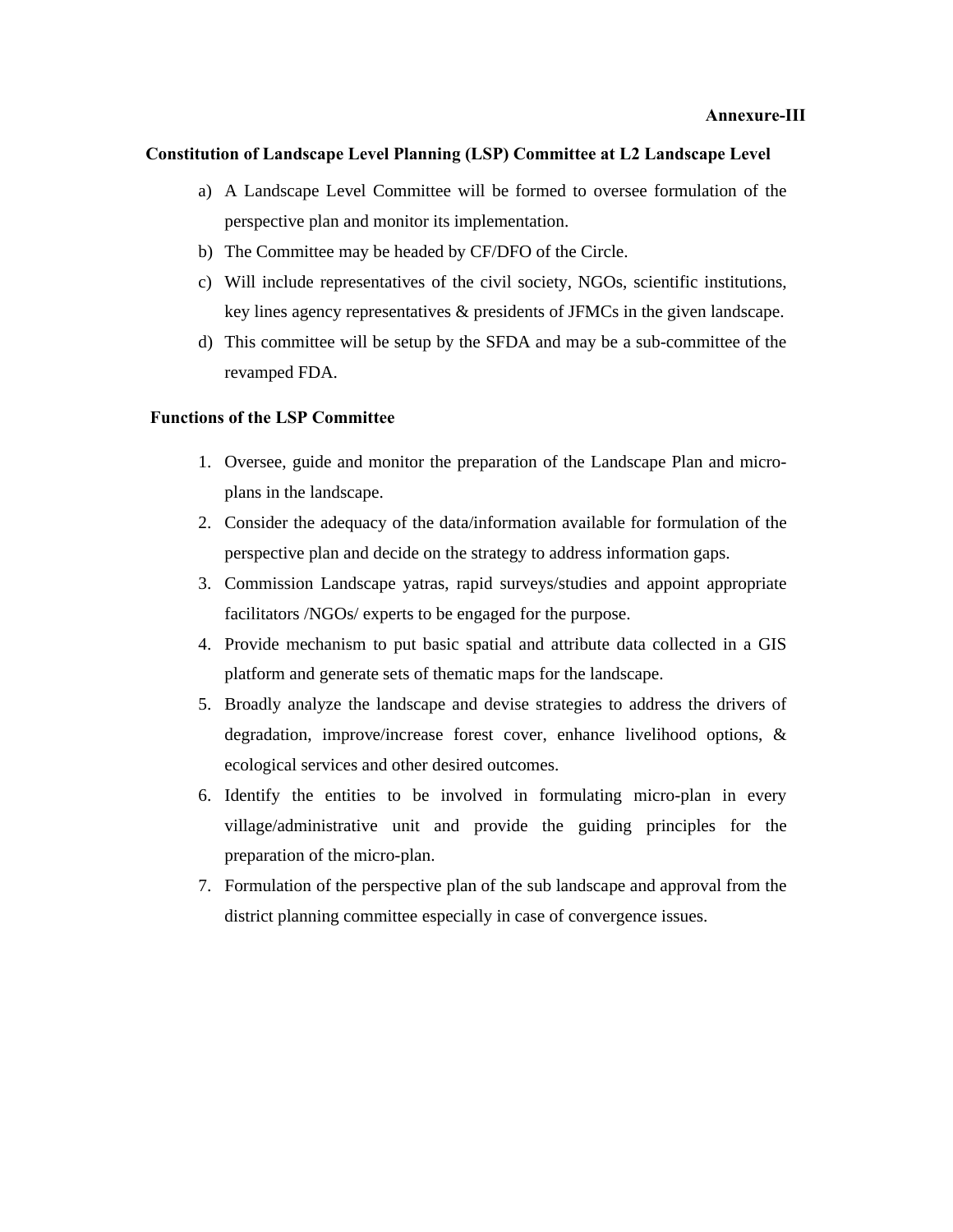**Annexure-III**

## Constitution of Landscape Level Planning (LSP) Committee at L2 Landscape Level

a) A Landscape Level Committee will be formed to oversee formulation of the perspective plan and monitor its implementation.

b) The Committee may be headed by CF/DFO of the Circle.

c) Will include representatives of the civil society, NGOs, scientific institutions, key lines agency representatives & presidents of JFMCs in the given landscape.

d) This committee will be setup by the SFDA and may be a sub-committee of the revamped FDA.

## Functions of the LSP Committee

1. Oversee, guide and monitor the preparation of the Landscape Plan and micro-plans in the landscape.
2. Consider the adequacy of the data/information available for formulation of the perspective plan and decide on the strategy to address information gaps.
3. Commission Landscape yatras, rapid surveys/studies and appoint appropriate facilitators /NGOs/ experts to be engaged for the purpose.
4. Provide mechanism to put basic spatial and attribute data collected in a GIS platform and generate sets of thematic maps for the landscape.
5. Broadly analyze the landscape and devise strategies to address the drivers of degradation, improve/increase forest cover, enhance livelihood options, & ecological services and other desired outcomes.
6. Identify the entities to be involved in formulating micro-plan in every village/administrative unit and provide the guiding principles for the preparation of the micro-plan.
7. Formulation of the perspective plan of the sub landscape and approval from the district planning committee especially in case of convergence issues.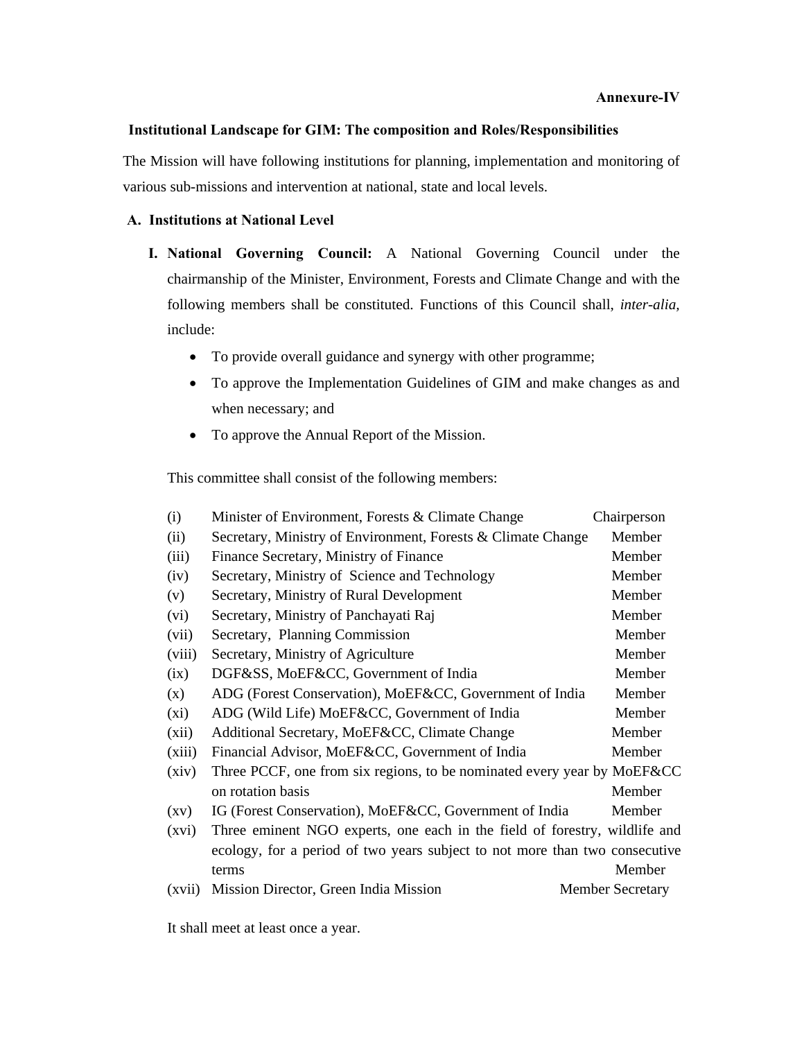**Annexure-IV**

## Institutional Landscape for GIM: The composition and Roles/Responsibilities

The Mission will have following institutions for planning, implementation and monitoring of various sub-missions and intervention at national, state and local levels.

### A. Institutions at National Level

**I. National Governing Council:** A National Governing Council under the chairmanship of the Minister, Environment, Forests and Climate Change and with the following members shall be constituted. Functions of this Council shall, *inter-alia*, include:

- To provide overall guidance and synergy with other programme;
- To approve the Implementation Guidelines of GIM and make changes as and when necessary; and
- To approve the Annual Report of the Mission.

This committee shall consist of the following members:

| | | |
|---|---|---|
| (i) | Minister of Environment, Forests & Climate Change | Chairperson |
| (ii) | Secretary, Ministry of Environment, Forests & Climate Change | Member |
| (iii) | Finance Secretary, Ministry of Finance | Member |
| (iv) | Secretary, Ministry of Science and Technology | Member |
| (v) | Secretary, Ministry of Rural Development | Member |
| (vi) | Secretary, Ministry of Panchayati Raj | Member |
| (vii) | Secretary, Planning Commission | Member |
| (viii) | Secretary, Ministry of Agriculture | Member |
| (ix) | DGF&SS, MoEF&CC, Government of India | Member |
| (x) | ADG (Forest Conservation), MoEF&CC, Government of India | Member |
| (xi) | ADG (Wild Life) MoEF&CC, Government of India | Member |
| (xii) | Additional Secretary, MoEF&CC, Climate Change | Member |
| (xiii) | Financial Advisor, MoEF&CC, Government of India | Member |
| (xiv) | Three PCCF, one from six regions, to be nominated every year by MoEF&CC on rotation basis | Member |
| (xv) | IG (Forest Conservation), MoEF&CC, Government of India | Member |
| (xvi) | Three eminent NGO experts, one each in the field of forestry, wildlife and ecology, for a period of two years subject to not more than two consecutive terms | Member |
| (xvii) | Mission Director, Green India Mission | Member Secretary |

It shall meet at least once a year.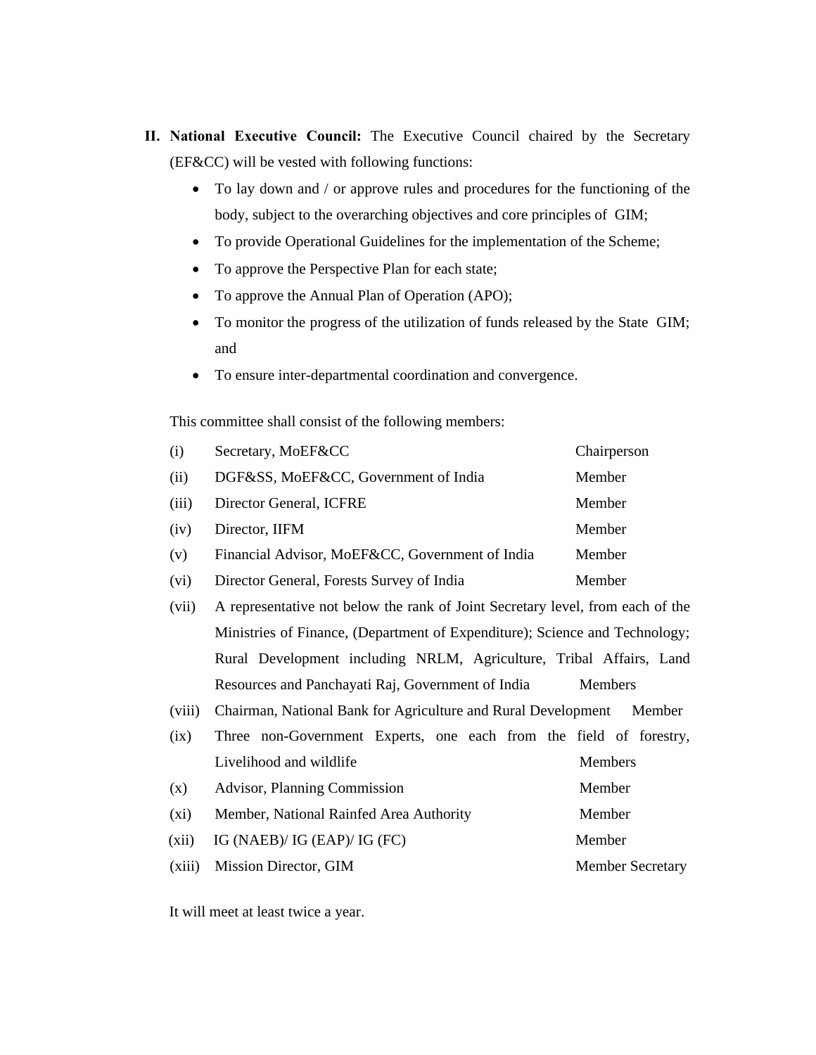**II. National Executive Council:** The Executive Council chaired by the Secretary (EF&CC) will be vested with following functions:

- To lay down and / or approve rules and procedures for the functioning of the body, subject to the overarching objectives and core principles of GIM;
- To provide Operational Guidelines for the implementation of the Scheme;
- To approve the Perspective Plan for each state;
- To approve the Annual Plan of Operation (APO);
- To monitor the progress of the utilization of funds released by the State GIM; and
- To ensure inter-departmental coordination and convergence.

This committee shall consist of the following members:

| | | |
|---|---|---|
| (i) | Secretary, MoEF&CC | Chairperson |
| (ii) | DGF&SS, MoEF&CC, Government of India | Member |
| (iii) | Director General, ICFRE | Member |
| (iv) | Director, IIFM | Member |
| (v) | Financial Advisor, MoEF&CC, Government of India | Member |
| (vi) | Director General, Forests Survey of India | Member |
| (vii) | A representative not below the rank of Joint Secretary level, from each of the Ministries of Finance, (Department of Expenditure); Science and Technology; Rural Development including NRLM, Agriculture, Tribal Affairs, Land Resources and Panchayati Raj, Government of India | Members |
| (viii) | Chairman, National Bank for Agriculture and Rural Development | Member |
| (ix) | Three non-Government Experts, one each from the field of forestry, Livelihood and wildlife | Members |
| (x) | Advisor, Planning Commission | Member |
| (xi) | Member, National Rainfed Area Authority | Member |
| (xii) | IG (NAEB)/ IG (EAP)/ IG (FC) | Member |
| (xiii) | Mission Director, GIM | Member Secretary |

It will meet at least twice a year.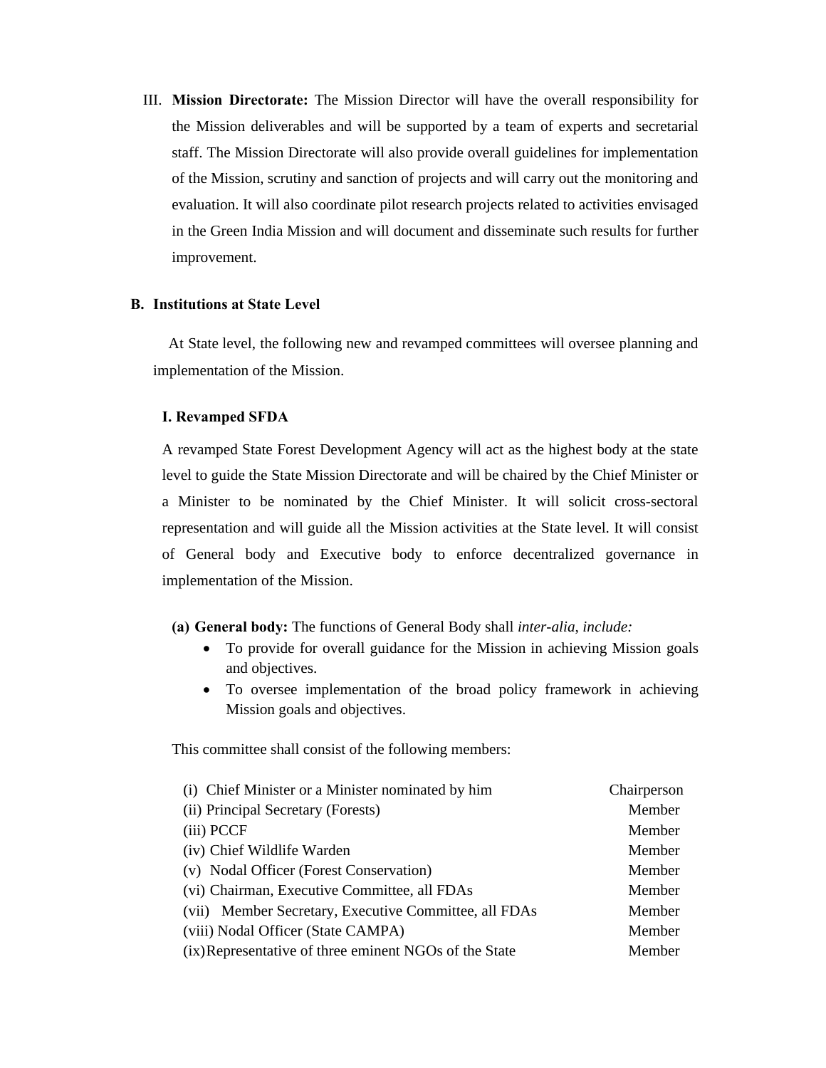III. **Mission Directorate:** The Mission Director will have the overall responsibility for the Mission deliverables and will be supported by a team of experts and secretarial staff. The Mission Directorate will also provide overall guidelines for implementation of the Mission, scrutiny and sanction of projects and will carry out the monitoring and evaluation. It will also coordinate pilot research projects related to activities envisaged in the Green India Mission and will document and disseminate such results for further improvement.

**B. Institutions at State Level**

At State level, the following new and revamped committees will oversee planning and implementation of the Mission.

**I. Revamped SFDA**

A revamped State Forest Development Agency will act as the highest body at the state level to guide the State Mission Directorate and will be chaired by the Chief Minister or a Minister to be nominated by the Chief Minister. It will solicit cross-sectoral representation and will guide all the Mission activities at the State level. It will consist of General body and Executive body to enforce decentralized governance in implementation of the Mission.

**(a) General body:** The functions of General Body shall *inter-alia, include:*

- To provide for overall guidance for the Mission in achieving Mission goals and objectives.
- To oversee implementation of the broad policy framework in achieving Mission goals and objectives.

This committee shall consist of the following members:

| | |
|---|---|
| (i) Chief Minister or a Minister nominated by him | Chairperson |
| (ii) Principal Secretary (Forests) | Member |
| (iii) PCCF | Member |
| (iv) Chief Wildlife Warden | Member |
| (v) Nodal Officer (Forest Conservation) | Member |
| (vi) Chairman, Executive Committee, all FDAs | Member |
| (vii) Member Secretary, Executive Committee, all FDAs | Member |
| (viii) Nodal Officer (State CAMPA) | Member |
| (ix) Representative of three eminent NGOs of the State | Member |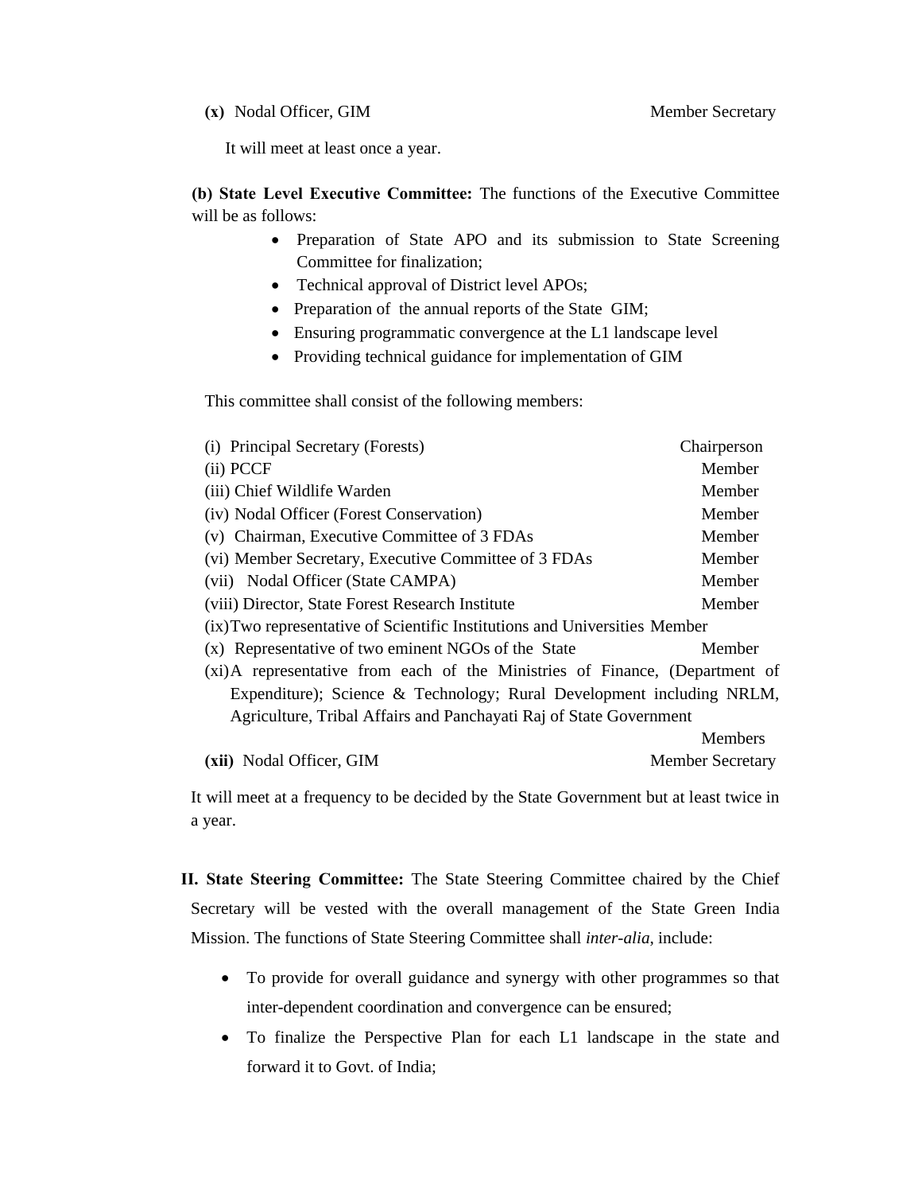**(x)** Nodal Officer, GIM Member Secretary

It will meet at least once a year.

**(b) State Level Executive Committee:** The functions of the Executive Committee will be as follows:

- Preparation of State APO and its submission to State Screening Committee for finalization;
- Technical approval of District level APOs;
- Preparation of the annual reports of the State GIM;
- Ensuring programmatic convergence at the L1 landscape level
- Providing technical guidance for implementation of GIM

This committee shall consist of the following members:

| | |
|---|---|
| (i) Principal Secretary (Forests) | Chairperson |
| (ii) PCCF | Member |
| (iii) Chief Wildlife Warden | Member |
| (iv) Nodal Officer (Forest Conservation) | Member |
| (v) Chairman, Executive Committee of 3 FDAs | Member |
| (vi) Member Secretary, Executive Committee of 3 FDAs | Member |
| (vii) Nodal Officer (State CAMPA) | Member |
| (viii) Director, State Forest Research Institute | Member |
| (ix) Two representative of Scientific Institutions and Universities | Member |
| (x) Representative of two eminent NGOs of the State | Member |
| (xi) A representative from each of the Ministries of Finance, (Department of Expenditure); Science & Technology; Rural Development including NRLM, Agriculture, Tribal Affairs and Panchayati Raj of State Government | Members |
| **(xii)** Nodal Officer, GIM | Member Secretary |

It will meet at a frequency to be decided by the State Government but at least twice in a year.

**II. State Steering Committee:** The State Steering Committee chaired by the Chief Secretary will be vested with the overall management of the State Green India Mission. The functions of State Steering Committee shall *inter-alia,* include:

- To provide for overall guidance and synergy with other programmes so that inter-dependent coordination and convergence can be ensured;
- To finalize the Perspective Plan for each L1 landscape in the state and forward it to Govt. of India;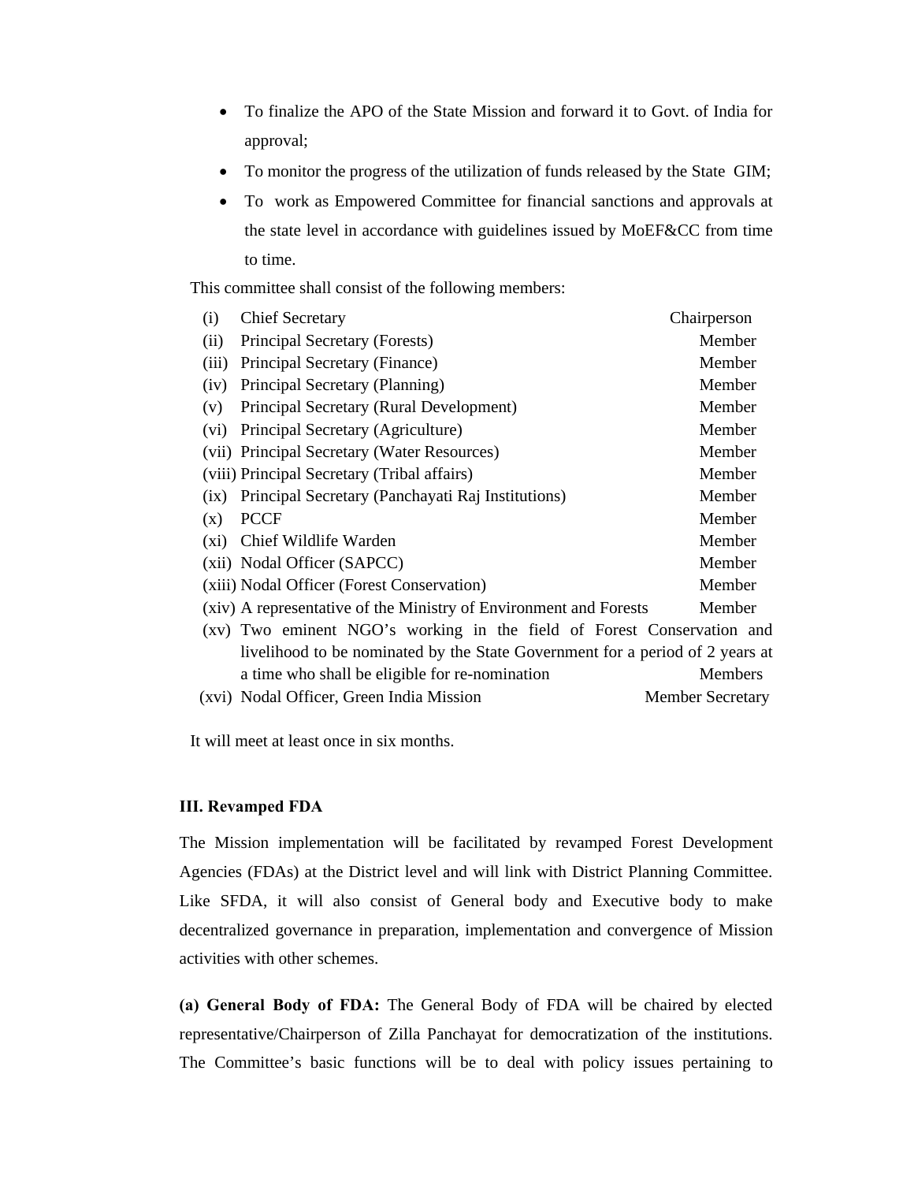- To finalize the APO of the State Mission and forward it to Govt. of India for approval;
- To monitor the progress of the utilization of funds released by the State GIM;
- To work as Empowered Committee for financial sanctions and approvals at the state level in accordance with guidelines issued by MoEF&CC from time to time.

This committee shall consist of the following members:

| | | |
|---|---|---|
| (i) | Chief Secretary | Chairperson |
| (ii) | Principal Secretary (Forests) | Member |
| (iii) | Principal Secretary (Finance) | Member |
| (iv) | Principal Secretary (Planning) | Member |
| (v) | Principal Secretary (Rural Development) | Member |
| (vi) | Principal Secretary (Agriculture) | Member |
| (vii) | Principal Secretary (Water Resources) | Member |
| (viii) | Principal Secretary (Tribal affairs) | Member |
| (ix) | Principal Secretary (Panchayati Raj Institutions) | Member |
| (x) | PCCF | Member |
| (xi) | Chief Wildlife Warden | Member |
| (xii) | Nodal Officer (SAPCC) | Member |
| (xiii) | Nodal Officer (Forest Conservation) | Member |
| (xiv) | A representative of the Ministry of Environment and Forests | Member |
| (xv) | Two eminent NGO's working in the field of Forest Conservation and livelihood to be nominated by the State Government for a period of 2 years at a time who shall be eligible for re-nomination | Members |
| (xvi) | Nodal Officer, Green India Mission | Member Secretary |

It will meet at least once in six months.

**III. Revamped FDA**

The Mission implementation will be facilitated by revamped Forest Development Agencies (FDAs) at the District level and will link with District Planning Committee. Like SFDA, it will also consist of General body and Executive body to make decentralized governance in preparation, implementation and convergence of Mission activities with other schemes.

**(a) General Body of FDA:** The General Body of FDA will be chaired by elected representative/Chairperson of Zilla Panchayat for democratization of the institutions. The Committee's basic functions will be to deal with policy issues pertaining to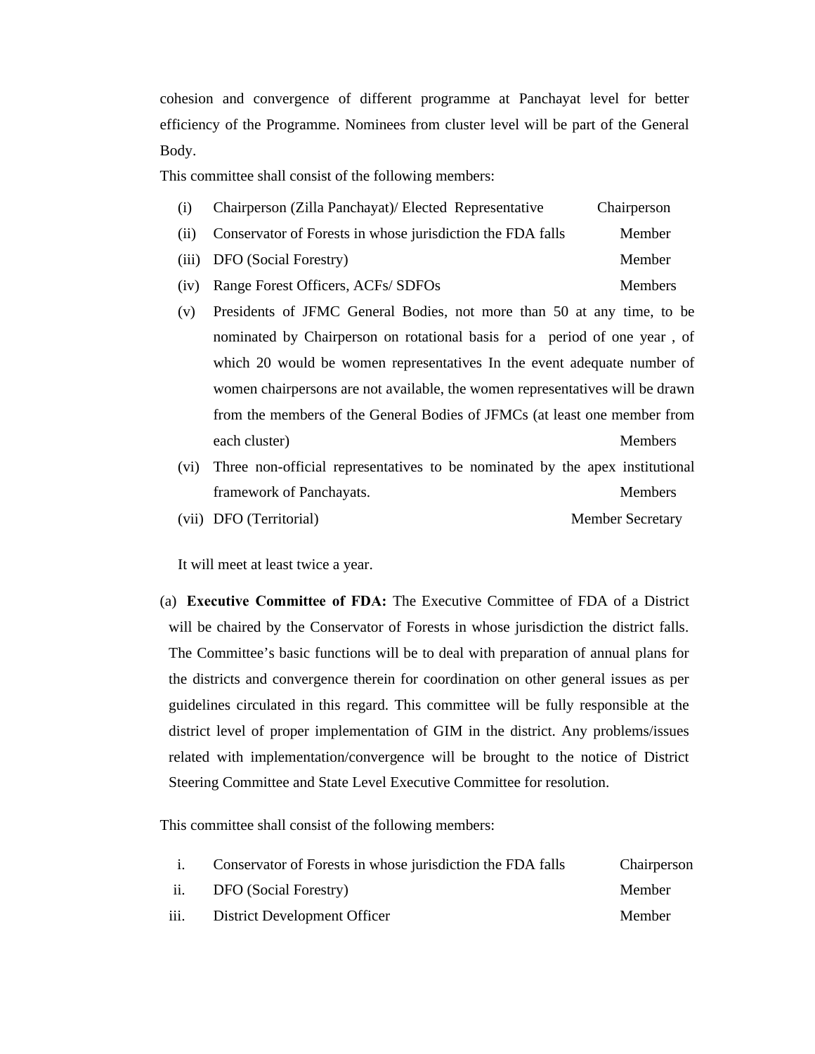cohesion and convergence of different programme at Panchayat level for better efficiency of the Programme. Nominees from cluster level will be part of the General Body.

This committee shall consist of the following members:

| | | |
|---|---|---|
| (i) | Chairperson (Zilla Panchayat)/ Elected Representative | Chairperson |
| (ii) | Conservator of Forests in whose jurisdiction the FDA falls | Member |
| (iii) | DFO (Social Forestry) | Member |
| (iv) | Range Forest Officers, ACFs/ SDFOs | Members |
| (v) | Presidents of JFMC General Bodies, not more than 50 at any time, to be nominated by Chairperson on rotational basis for a period of one year , of which 20 would be women representatives In the event adequate number of women chairpersons are not available, the women representatives will be drawn from the members of the General Bodies of JFMCs (at least one member from each cluster) | Members |
| (vi) | Three non-official representatives to be nominated by the apex institutional framework of Panchayats. | Members |
| (vii) | DFO (Territorial) | Member Secretary |

It will meet at least twice a year.

(a) **Executive Committee of FDA:** The Executive Committee of FDA of a District will be chaired by the Conservator of Forests in whose jurisdiction the district falls. The Committee's basic functions will be to deal with preparation of annual plans for the districts and convergence therein for coordination on other general issues as per guidelines circulated in this regard. This committee will be fully responsible at the district level of proper implementation of GIM in the district. Any problems/issues related with implementation/convergence will be brought to the notice of District Steering Committee and State Level Executive Committee for resolution.

This committee shall consist of the following members:

| | | |
|---|---|---|
| i. | Conservator of Forests in whose jurisdiction the FDA falls | Chairperson |
| ii. | DFO (Social Forestry) | Member |
| iii. | District Development Officer | Member |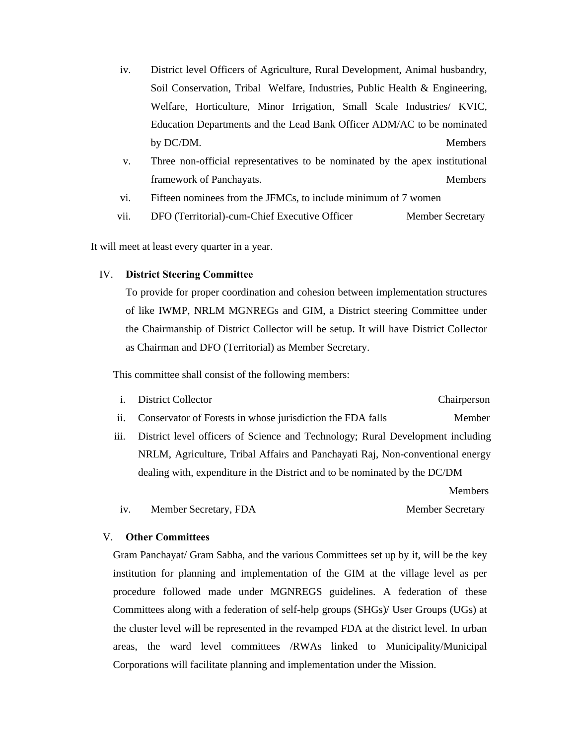iv. District level Officers of Agriculture, Rural Development, Animal husbandry, Soil Conservation, Tribal Welfare, Industries, Public Health & Engineering, Welfare, Horticulture, Minor Irrigation, Small Scale Industries/ KVIC, Education Departments and the Lead Bank Officer ADM/AC to be nominated by DC/DM. Members

v. Three non-official representatives to be nominated by the apex institutional framework of Panchayats. Members

vi. Fifteen nominees from the JFMCs, to include minimum of 7 women

vii. DFO (Territorial)-cum-Chief Executive Officer Member Secretary

It will meet at least every quarter in a year.

IV. **District Steering Committee**

To provide for proper coordination and cohesion between implementation structures of like IWMP, NRLM MGNREGs and GIM, a District steering Committee under the Chairmanship of District Collector will be setup. It will have District Collector as Chairman and DFO (Territorial) as Member Secretary.

This committee shall consist of the following members:

i. District Collector Chairperson

ii. Conservator of Forests in whose jurisdiction the FDA falls Member

iii. District level officers of Science and Technology; Rural Development including NRLM, Agriculture, Tribal Affairs and Panchayati Raj, Non-conventional energy dealing with, expenditure in the District and to be nominated by the DC/DM Members

iv. Member Secretary, FDA Member Secretary

V. **Other Committees**

Gram Panchayat/ Gram Sabha, and the various Committees set up by it, will be the key institution for planning and implementation of the GIM at the village level as per procedure followed made under MGNREGS guidelines. A federation of these Committees along with a federation of self-help groups (SHGs)/ User Groups (UGs) at the cluster level will be represented in the revamped FDA at the district level. In urban areas, the ward level committees /RWAs linked to Municipality/Municipal Corporations will facilitate planning and implementation under the Mission.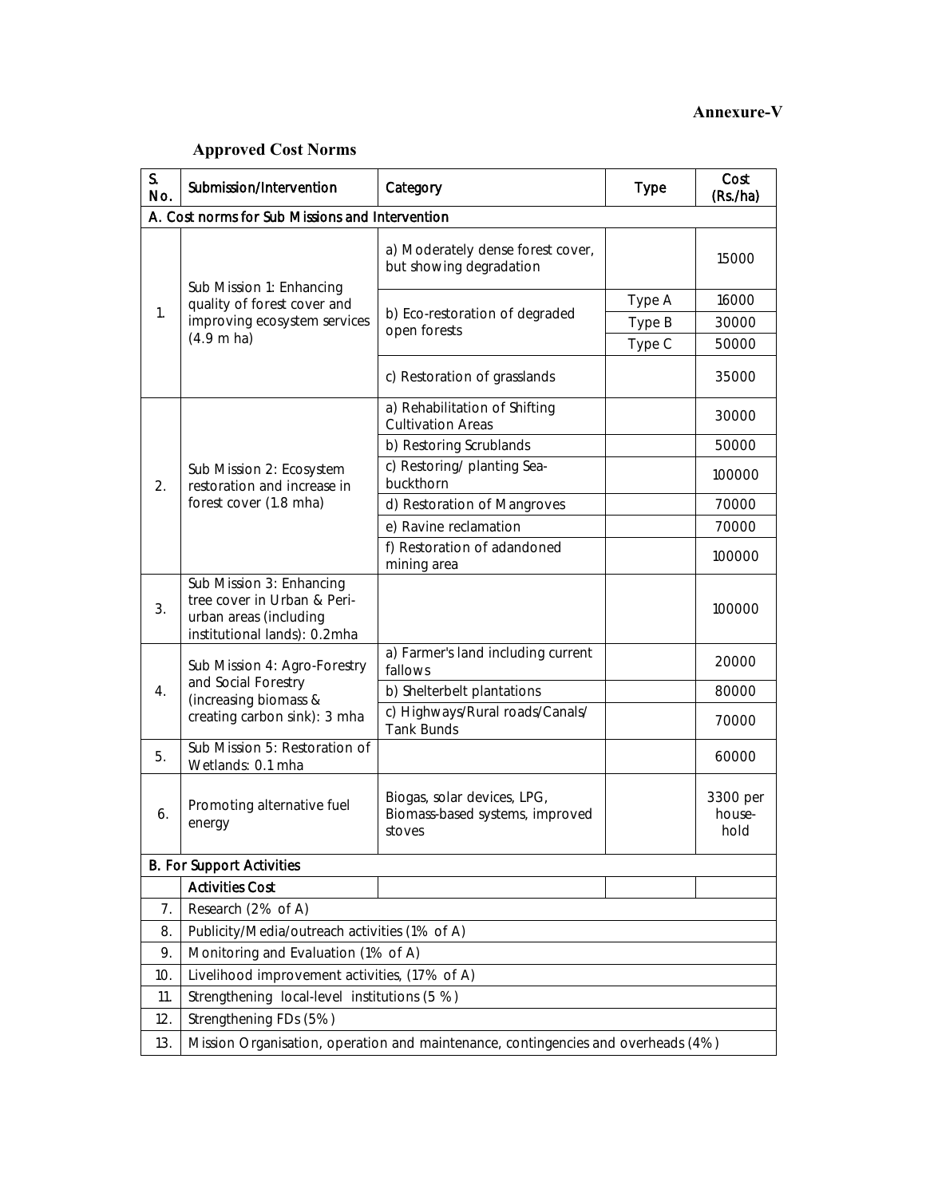**Annexure-V**

## Approved Cost Norms

| S. No. | Submission/Intervention | Category | Type | Cost (Rs./ha) |
|---|---|---|---|---|
| A. Cost norms for Sub Missions and Intervention | | | | |
| 1. | Sub Mission 1: Enhancing quality of forest cover and improving ecosystem services (4.9 m ha) | a) Moderately dense forest cover, but showing degradation | | 15000 |
| | | b) Eco-restoration of degraded open forests | Type A | 16000 |
| | | | Type B | 30000 |
| | | | Type C | 50000 |
| | | c) Restoration of grasslands | | 35000 |
| 2. | Sub Mission 2: Ecosystem restoration and increase in forest cover (1.8 mha) | a) Rehabilitation of Shifting Cultivation Areas | | 30000 |
| | | b) Restoring Scrublands | | 50000 |
| | | c) Restoring/ planting Sea-buckthorn | | 100000 |
| | | d) Restoration of Mangroves | | 70000 |
| | | e) Ravine reclamation | | 70000 |
| | | f) Restoration of adandoned mining area | | 100000 |
| 3. | Sub Mission 3: Enhancing tree cover in Urban & Peri-urban areas (including institutional lands): 0.2mha | | | 100000 |
| 4. | Sub Mission 4: Agro-Forestry and Social Forestry (increasing biomass & creating carbon sink): 3 mha | a) Farmer's land including current fallows | | 20000 |
| | | b) Shelterbelt plantations | | 80000 |
| | | c) Highways/Rural roads/Canals/ Tank Bunds | | 70000 |
| 5. | Sub Mission 5: Restoration of Wetlands: 0.1 mha | | | 60000 |
| 6. | Promoting alternative fuel energy | Biogas, solar devices, LPG, Biomass-based systems, improved stoves | | 3300 per house-hold |
| B. For Support Activities | | | | |
| | Activities Cost | | | |
| 7. | Research (2% of A) | | | |
| 8. | Publicity/Media/outreach activities (1% of A) | | | |
| 9. | Monitoring and Evaluation (1% of A) | | | |
| 10. | Livelihood improvement activities, (17% of A) | | | |
| 11. | Strengthening local-level institutions (5 %) | | | |
| 12. | Strengthening FDs (5%) | | | |
| 13. | Mission Organisation, operation and maintenance, contingencies and overheads (4%) | | | |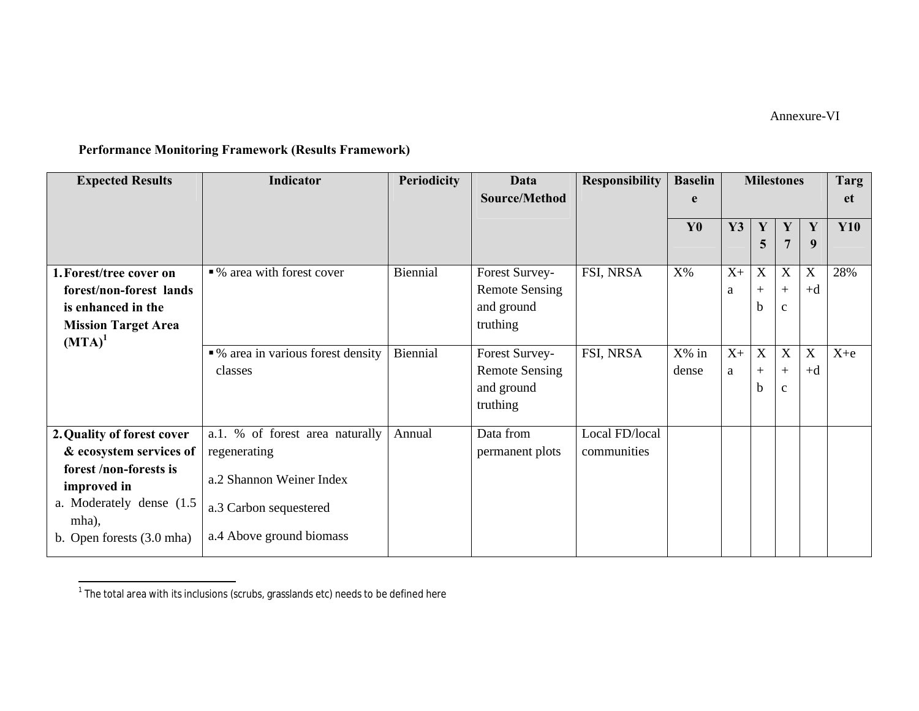Annexure-VI

**Performance Monitoring Framework (Results Framework)**

| Expected Results | Indicator | Periodicity | Data Source/Method | Responsibility | Baseline | Milestones | | | | Target |
|---|---|---|---|---|---|---|---|---|---|---|
| | | | | | Y0 | Y3 | Y5 | Y7 | Y9 | Y10 |
| **1. Forest/tree cover on forest/non-forest lands is enhanced in the Mission Target Area (MTA)**[1] | ▪ % area with forest cover | Biennial | Forest Survey-Remote Sensing and ground truthing | FSI, NRSA | X% | X+a | X+b | X+c | X+d | 28% |
| | ▪ % area in various forest density classes | Biennial | Forest Survey-Remote Sensing and ground truthing | FSI, NRSA | X% in dense | X+a | X+b | X+c | X+d | X+e |
| **2. Quality of forest cover & ecosystem services of forest /non-forests is improved in** a. Moderately dense (1.5 mha), b. Open forests (3.0 mha) | a.1. % of forest area naturally regenerating<br>a.2 Shannon Weiner Index<br>a.3 Carbon sequestered<br>a.4 Above ground biomass | Annual | Data from permanent plots | Local FD/local communities | | | | | | |

[1] The total area with its inclusions (scrubs, grasslands etc) needs to be defined here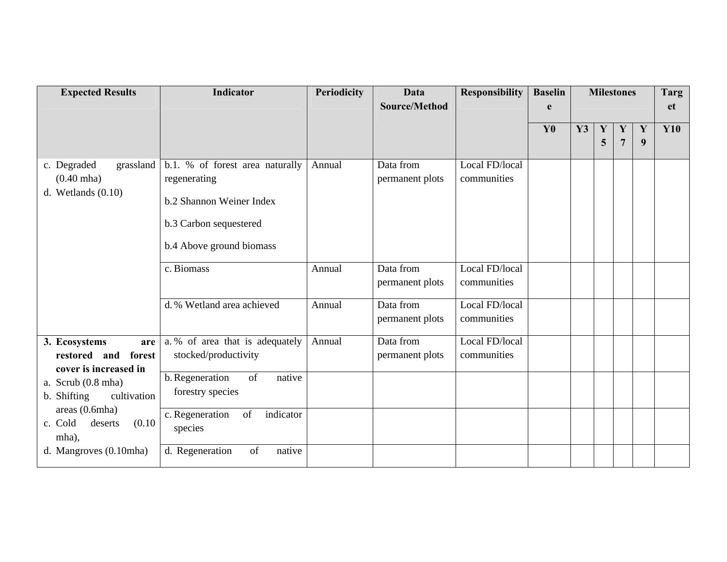| Expected Results | Indicator | Periodicity | Data Source/Method | Responsibility | Baseline | Milestones | | | | Target |
|---|---|---|---|---|---|---|---|---|---|---|
| | | | | | Y0 | Y3 | Y5 | Y7 | Y9 | Y10 |
| c. Degraded grassland (0.40 mha)<br>d. Wetlands (0.10) | b.1. % of forest area naturally regenerating<br>b.2 Shannon Weiner Index<br>b.3 Carbon sequestered<br>b.4 Above ground biomass | Annual | Data from permanent plots | Local FD/local communities | | | | | | |
| | c. Biomass | Annual | Data from permanent plots | Local FD/local communities | | | | | | |
| | d. % Wetland area achieved | Annual | Data from permanent plots | Local FD/local communities | | | | | | |
| **3. Ecosystems are restored and forest cover is increased in**<br>a. Scrub (0.8 mha)<br>b. Shifting cultivation areas (0.6mha)<br>c. Cold deserts (0.10 mha),<br>d. Mangroves (0.10mha) | a. % of area that is adequately stocked/productivity | Annual | Data from permanent plots | Local FD/local communities | | | | | | |
| | b. Regeneration of native forestry species | | | | | | | | | |
| | c. Regeneration of indicator species | | | | | | | | | |
| | d. Regeneration of native | | | | | | | | | |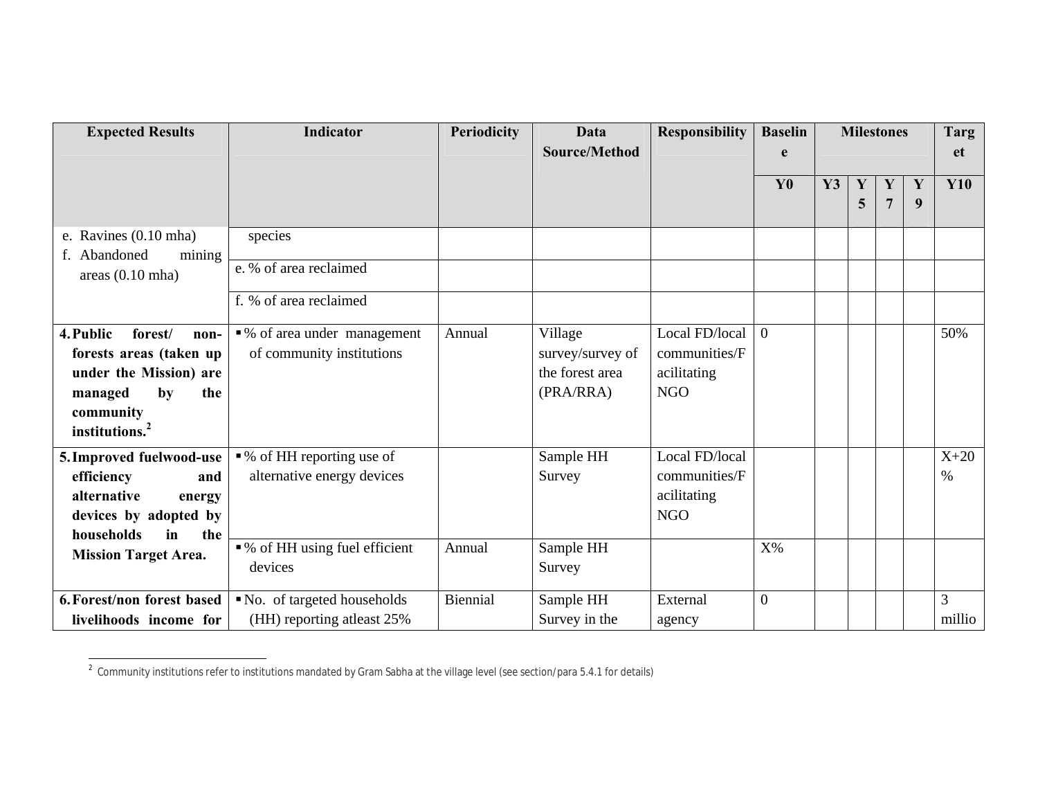| Expected Results | Indicator | Periodicity | Data Source/Method | Responsibility | Baseline | Milestones | | | | Target |
|---|---|---|---|---|---|---|---|---|---|---|
| | | | | | Y0 | Y3 | Y5 | Y7 | Y9 | Y10 |
| e. Ravines (0.10 mha)<br>f. Abandoned mining areas (0.10 mha) | species | | | | | | | | | |
| | e. % of area reclaimed | | | | | | | | | |
| | f. % of area reclaimed | | | | | | | | | |
| **4. Public forest/ non-forests areas (taken up under the Mission) are managed by the community institutions.**[2] | ▪ % of area under management of community institutions | Annual | Village survey/survey of the forest area (PRA/RRA) | Local FD/local communities/Facilitating NGO | 0 | | | | | 50% |
| **5. Improved fuelwood-use efficiency and alternative energy devices by adopted by households in the Mission Target Area.** | ▪ % of HH reporting use of alternative energy devices | | Sample HH Survey | Local FD/local communities/Facilitating NGO | | | | | | X+20 % |
| | ▪ % of HH using fuel efficient devices | Annual | Sample HH Survey | | X% | | | | | |
| **6. Forest/non forest based livelihoods income for** | ▪ No. of targeted households (HH) reporting atleast 25% | Biennial | Sample HH Survey in the | External agency | 0 | | | | | 3 millio |

[2] Community institutions refer to institutions mandated by Gram Sabha at the village level (see section/para 5.4.1 for details)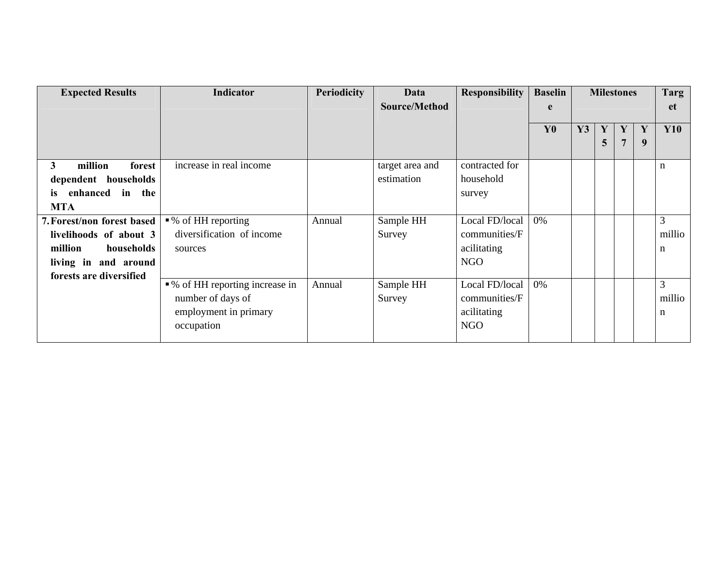| Expected Results | Indicator | Periodicity | Data Source/Method | Responsibility | Baseline | Milestones | | | | Target |
|---|---|---|---|---|---|---|---|---|---|---|
| | | | | | Y0 | Y3 | Y5 | Y7 | Y9 | Y10 |
| **3 million forest dependent households is enhanced in the MTA** | increase in real income | | target area and estimation | contracted for household survey | | | | | | n |
| **7. Forest/non forest based livelihoods of about 3 million households living in and around forests are diversified** | ▪ % of HH reporting diversification of income sources | Annual | Sample HH Survey | Local FD/local communities/Facilitating NGO | 0% | | | | | 3 million |
| | ▪ % of HH reporting increase in number of days of employment in primary occupation | Annual | Sample HH Survey | Local FD/local communities/Facilitating NGO | 0% | | | | | 3 million |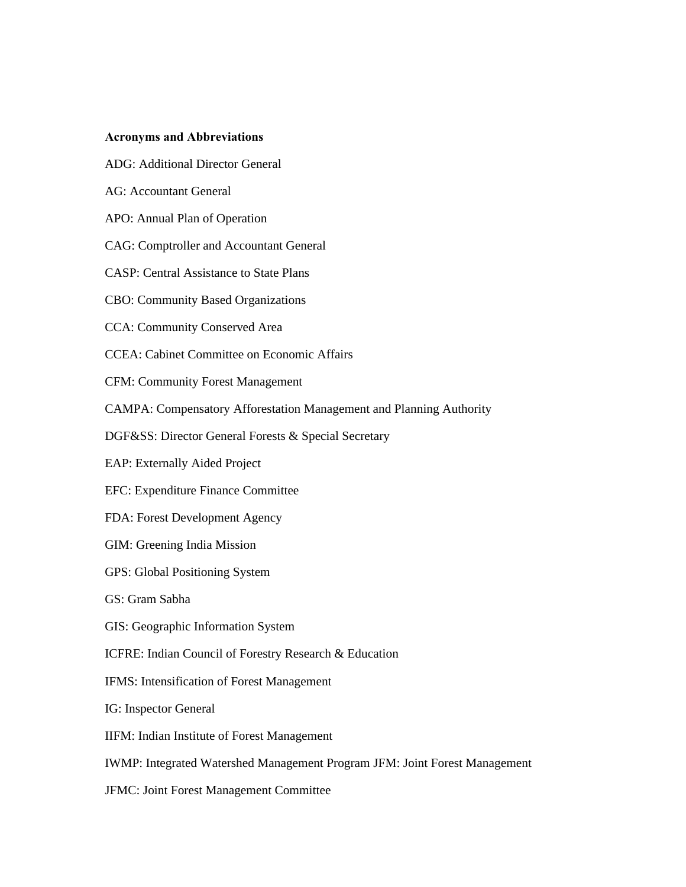**Acronyms and Abbreviations**

ADG: Additional Director General

AG: Accountant General

APO: Annual Plan of Operation

CAG: Comptroller and Accountant General

CASP: Central Assistance to State Plans

CBO: Community Based Organizations

CCA: Community Conserved Area

CCEA: Cabinet Committee on Economic Affairs

CFM: Community Forest Management

CAMPA: Compensatory Afforestation Management and Planning Authority

DGF&SS: Director General Forests & Special Secretary

EAP: Externally Aided Project

EFC: Expenditure Finance Committee

FDA: Forest Development Agency

GIM: Greening India Mission

GPS: Global Positioning System

GS: Gram Sabha

GIS: Geographic Information System

ICFRE: Indian Council of Forestry Research & Education

IFMS: Intensification of Forest Management

IG: Inspector General

IIFM: Indian Institute of Forest Management

IWMP: Integrated Watershed Management Program JFM: Joint Forest Management

JFMC: Joint Forest Management Committee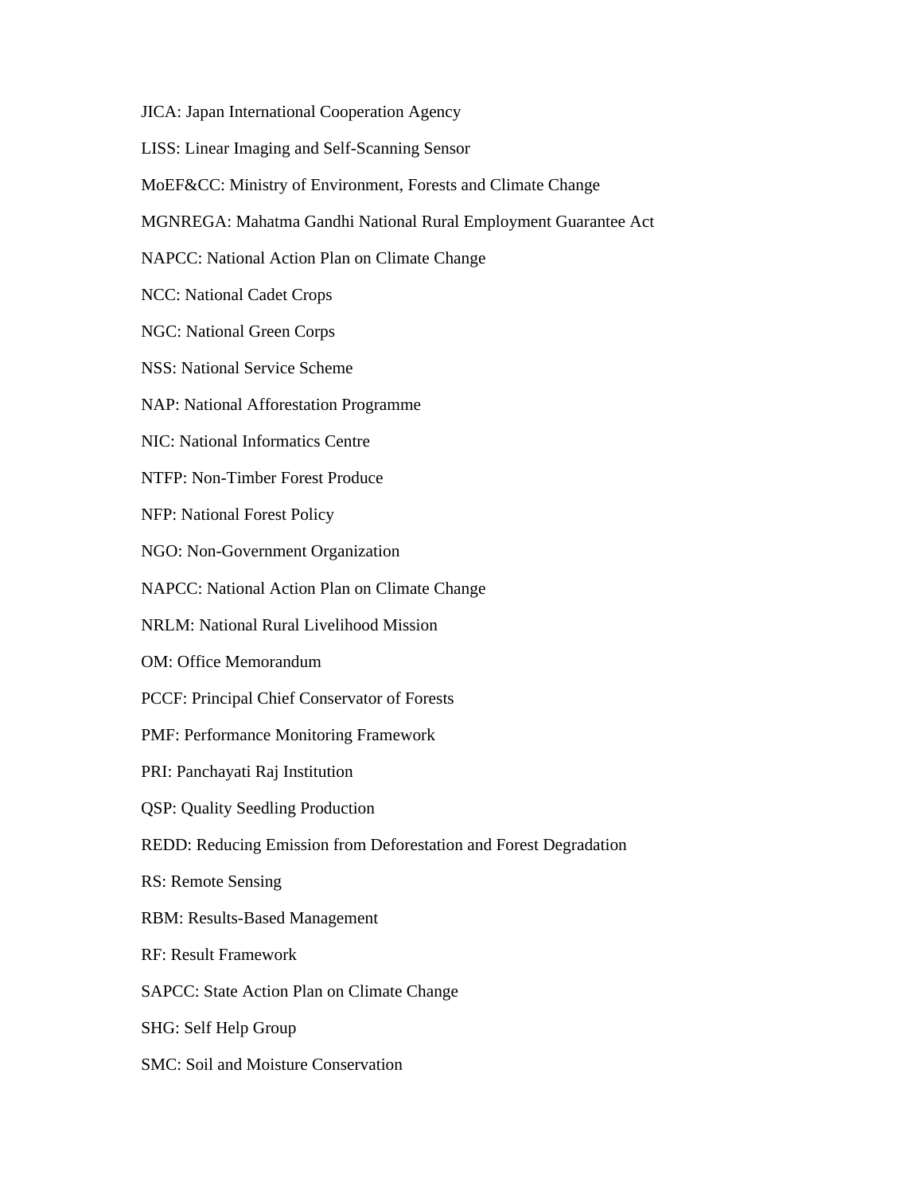JICA: Japan International Cooperation Agency

LISS: Linear Imaging and Self-Scanning Sensor

MoEF&CC: Ministry of Environment, Forests and Climate Change

MGNREGA: Mahatma Gandhi National Rural Employment Guarantee Act

NAPCC: National Action Plan on Climate Change

NCC: National Cadet Crops

NGC: National Green Corps

NSS: National Service Scheme

NAP: National Afforestation Programme

NIC: National Informatics Centre

NTFP: Non-Timber Forest Produce

NFP: National Forest Policy

NGO: Non-Government Organization

NAPCC: National Action Plan on Climate Change

NRLM: National Rural Livelihood Mission

OM: Office Memorandum

PCCF: Principal Chief Conservator of Forests

PMF: Performance Monitoring Framework

PRI: Panchayati Raj Institution

QSP: Quality Seedling Production

REDD: Reducing Emission from Deforestation and Forest Degradation

RS: Remote Sensing

RBM: Results-Based Management

RF: Result Framework

SAPCC: State Action Plan on Climate Change

SHG: Self Help Group

SMC: Soil and Moisture Conservation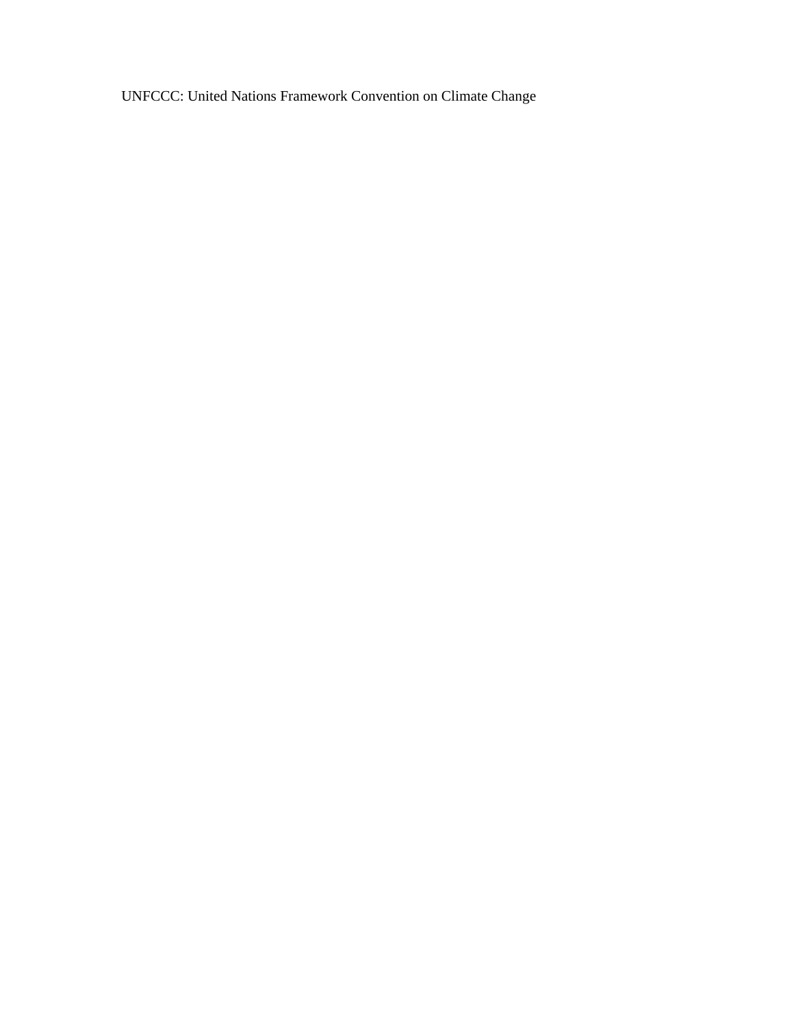UNFCCC: United Nations Framework Convention on Climate Change